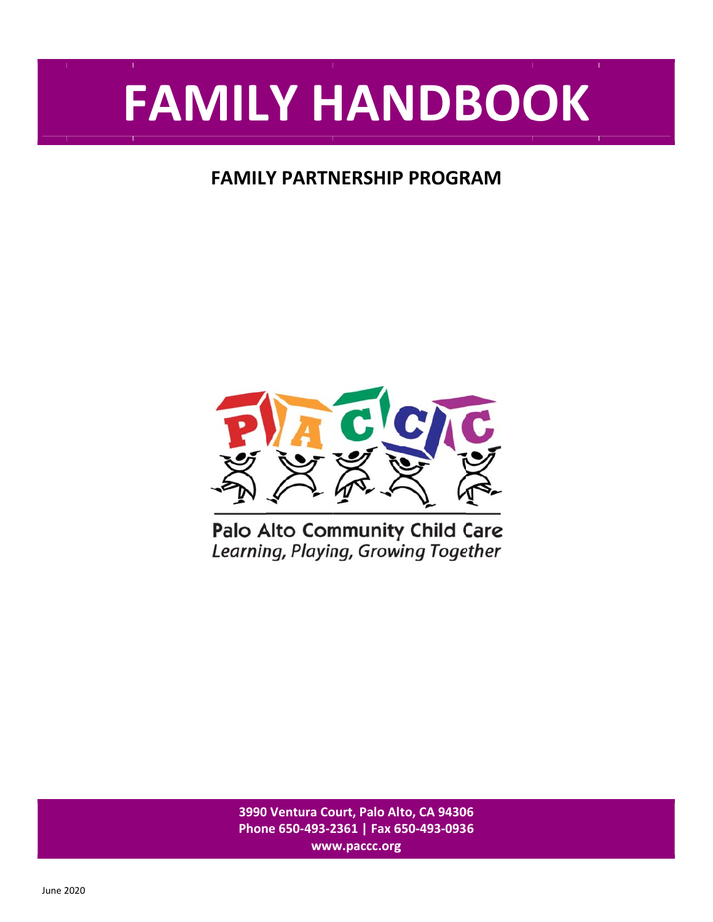# FAMILY HANDBOOK

## FAMILY PARTNERSHIP PROGRAM

Palo Alto Community Child Care
*Learning, Playing, Growing Together*

**3990 Ventura Court, Palo Alto, CA 94306**
**Phone 650-493-2361 | Fax 650-493-0936**
**www.paccc.org**

June 2020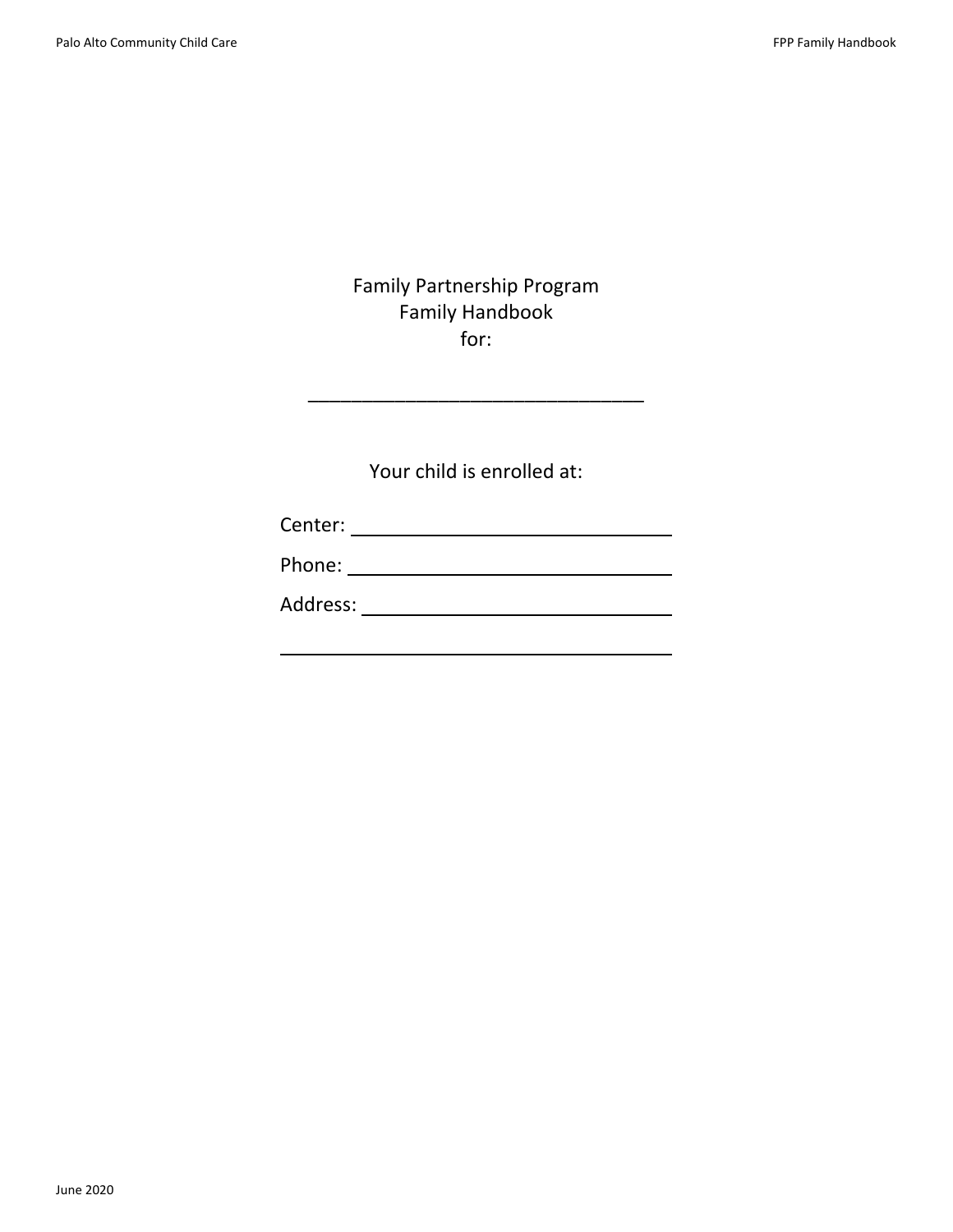# Family Partnership Program
# Family Handbook
# for:

________________________________

Your child is enrolled at:

Center: ______________________________

Phone: ______________________________

Address: ______________________________

______________________________________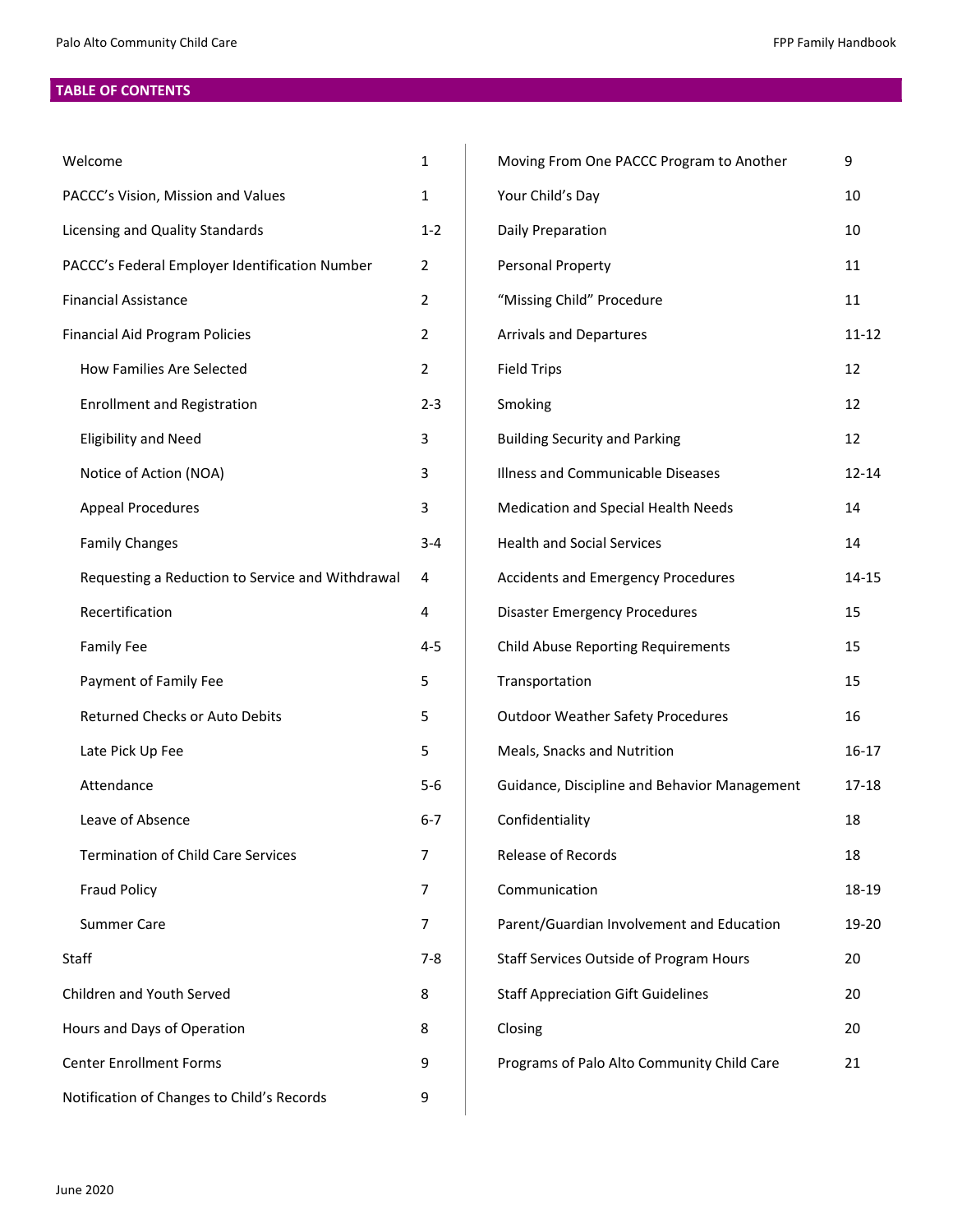## TABLE OF CONTENTS

| | |
|---|---|
| Welcome | 1 |
| PACCC's Vision, Mission and Values | 1 |
| Licensing and Quality Standards | 1-2 |
| PACCC's Federal Employer Identification Number | 2 |
| Financial Assistance | 2 |
| Financial Aid Program Policies | 2 |
| How Families Are Selected | 2 |
| Enrollment and Registration | 2-3 |
| Eligibility and Need | 3 |
| Notice of Action (NOA) | 3 |
| Appeal Procedures | 3 |
| Family Changes | 3-4 |
| Requesting a Reduction to Service and Withdrawal | 4 |
| Recertification | 4 |
| Family Fee | 4-5 |
| Payment of Family Fee | 5 |
| Returned Checks or Auto Debits | 5 |
| Late Pick Up Fee | 5 |
| Attendance | 5-6 |
| Leave of Absence | 6-7 |
| Termination of Child Care Services | 7 |
| Fraud Policy | 7 |
| Summer Care | 7 |
| Staff | 7-8 |
| Children and Youth Served | 8 |
| Hours and Days of Operation | 8 |
| Center Enrollment Forms | 9 |
| Notification of Changes to Child's Records | 9 |
| Moving From One PACCC Program to Another | 9 |
| Your Child's Day | 10 |
| Daily Preparation | 10 |
| Personal Property | 11 |
| "Missing Child" Procedure | 11 |
| Arrivals and Departures | 11-12 |
| Field Trips | 12 |
| Smoking | 12 |
| Building Security and Parking | 12 |
| Illness and Communicable Diseases | 12-14 |
| Medication and Special Health Needs | 14 |
| Health and Social Services | 14 |
| Accidents and Emergency Procedures | 14-15 |
| Disaster Emergency Procedures | 15 |
| Child Abuse Reporting Requirements | 15 |
| Transportation | 15 |
| Outdoor Weather Safety Procedures | 16 |
| Meals, Snacks and Nutrition | 16-17 |
| Guidance, Discipline and Behavior Management | 17-18 |
| Confidentiality | 18 |
| Release of Records | 18 |
| Communication | 18-19 |
| Parent/Guardian Involvement and Education | 19-20 |
| Staff Services Outside of Program Hours | 20 |
| Staff Appreciation Gift Guidelines | 20 |
| Closing | 20 |
| Programs of Palo Alto Community Child Care | 21 |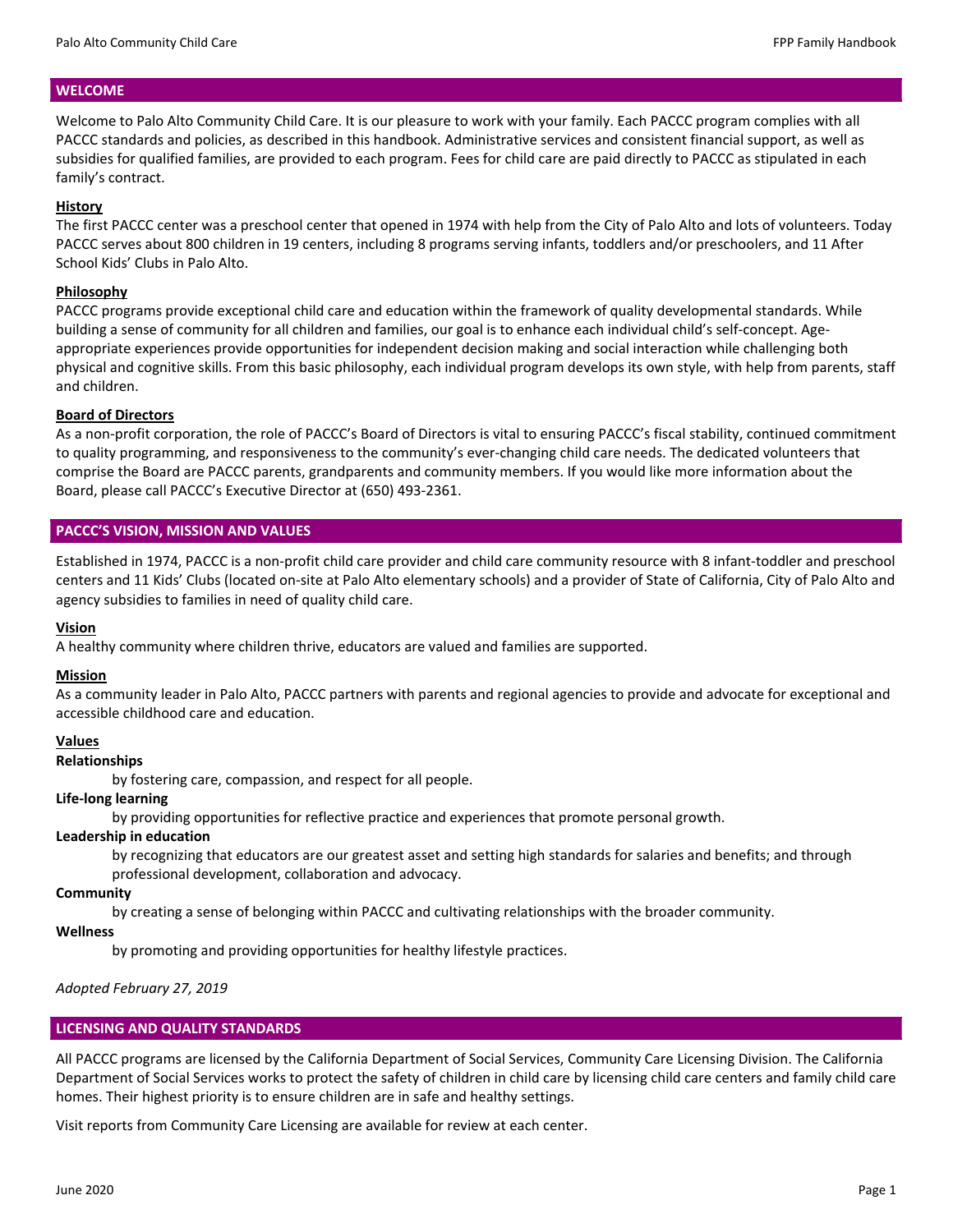## WELCOME

Welcome to Palo Alto Community Child Care. It is our pleasure to work with your family. Each PACCC program complies with all PACCC standards and policies, as described in this handbook. Administrative services and consistent financial support, as well as subsidies for qualified families, are provided to each program. Fees for child care are paid directly to PACCC as stipulated in each family's contract.

### History

The first PACCC center was a preschool center that opened in 1974 with help from the City of Palo Alto and lots of volunteers. Today PACCC serves about 800 children in 19 centers, including 8 programs serving infants, toddlers and/or preschoolers, and 11 After School Kids' Clubs in Palo Alto.

### Philosophy

PACCC programs provide exceptional child care and education within the framework of quality developmental standards. While building a sense of community for all children and families, our goal is to enhance each individual child's self-concept. Age-appropriate experiences provide opportunities for independent decision making and social interaction while challenging both physical and cognitive skills. From this basic philosophy, each individual program develops its own style, with help from parents, staff and children.

### Board of Directors

As a non-profit corporation, the role of PACCC's Board of Directors is vital to ensuring PACCC's fiscal stability, continued commitment to quality programming, and responsiveness to the community's ever-changing child care needs. The dedicated volunteers that comprise the Board are PACCC parents, grandparents and community members. If you would like more information about the Board, please call PACCC's Executive Director at (650) 493-2361.

## PACCC'S VISION, MISSION AND VALUES

Established in 1974, PACCC is a non-profit child care provider and child care community resource with 8 infant-toddler and preschool centers and 11 Kids' Clubs (located on-site at Palo Alto elementary schools) and a provider of State of California, City of Palo Alto and agency subsidies to families in need of quality child care.

### Vision

A healthy community where children thrive, educators are valued and families are supported.

### Mission

As a community leader in Palo Alto, PACCC partners with parents and regional agencies to provide and advocate for exceptional and accessible childhood care and education.

### Values

**Relationships**

by fostering care, compassion, and respect for all people.

**Life-long learning**

by providing opportunities for reflective practice and experiences that promote personal growth.

**Leadership in education**

by recognizing that educators are our greatest asset and setting high standards for salaries and benefits; and through professional development, collaboration and advocacy.

**Community**

by creating a sense of belonging within PACCC and cultivating relationships with the broader community.

**Wellness**

by promoting and providing opportunities for healthy lifestyle practices.

*Adopted February 27, 2019*

## LICENSING AND QUALITY STANDARDS

All PACCC programs are licensed by the California Department of Social Services, Community Care Licensing Division. The California Department of Social Services works to protect the safety of children in child care by licensing child care centers and family child care homes. Their highest priority is to ensure children are in safe and healthy settings.

Visit reports from Community Care Licensing are available for review at each center.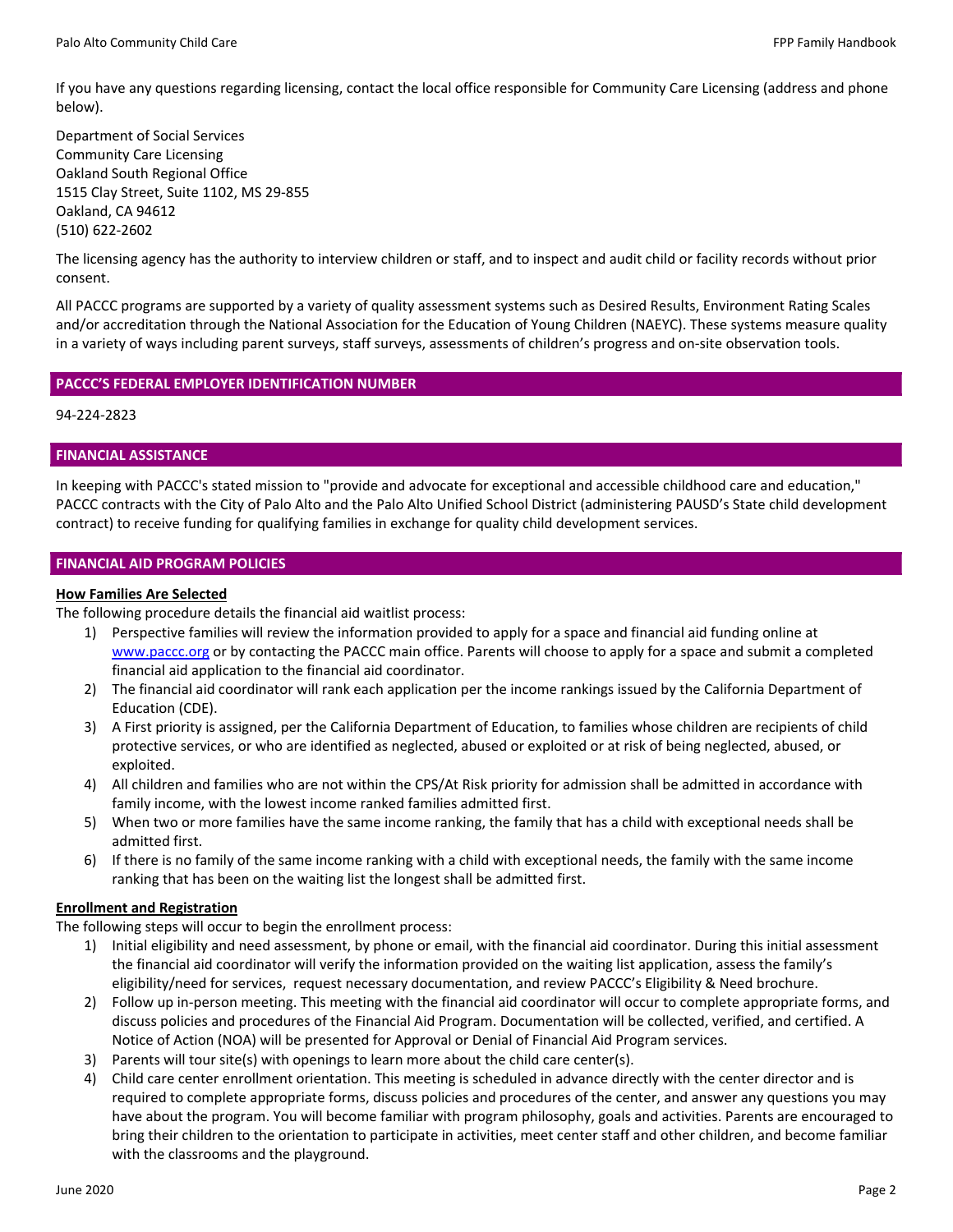If you have any questions regarding licensing, contact the local office responsible for Community Care Licensing (address and phone below).

Department of Social Services
Community Care Licensing
Oakland South Regional Office
1515 Clay Street, Suite 1102, MS 29-855
Oakland, CA 94612
(510) 622-2602

The licensing agency has the authority to interview children or staff, and to inspect and audit child or facility records without prior consent.

All PACCC programs are supported by a variety of quality assessment systems such as Desired Results, Environment Rating Scales and/or accreditation through the National Association for the Education of Young Children (NAEYC). These systems measure quality in a variety of ways including parent surveys, staff surveys, assessments of children's progress and on-site observation tools.

## PACCC'S FEDERAL EMPLOYER IDENTIFICATION NUMBER

94-224-2823

## FINANCIAL ASSISTANCE

In keeping with PACCC's stated mission to "provide and advocate for exceptional and accessible childhood care and education," PACCC contracts with the City of Palo Alto and the Palo Alto Unified School District (administering PAUSD's State child development contract) to receive funding for qualifying families in exchange for quality child development services.

## FINANCIAL AID PROGRAM POLICIES

### How Families Are Selected

The following procedure details the financial aid waitlist process:

1) Perspective families will review the information provided to apply for a space and financial aid funding online at www.paccc.org or by contacting the PACCC main office. Parents will choose to apply for a space and submit a completed financial aid application to the financial aid coordinator.
2) The financial aid coordinator will rank each application per the income rankings issued by the California Department of Education (CDE).
3) A First priority is assigned, per the California Department of Education, to families whose children are recipients of child protective services, or who are identified as neglected, abused or exploited or at risk of being neglected, abused, or exploited.
4) All children and families who are not within the CPS/At Risk priority for admission shall be admitted in accordance with family income, with the lowest income ranked families admitted first.
5) When two or more families have the same income ranking, the family that has a child with exceptional needs shall be admitted first.
6) If there is no family of the same income ranking with a child with exceptional needs, the family with the same income ranking that has been on the waiting list the longest shall be admitted first.

### Enrollment and Registration

The following steps will occur to begin the enrollment process:

1) Initial eligibility and need assessment, by phone or email, with the financial aid coordinator. During this initial assessment the financial aid coordinator will verify the information provided on the waiting list application, assess the family's eligibility/need for services, request necessary documentation, and review PACCC's Eligibility & Need brochure.
2) Follow up in-person meeting. This meeting with the financial aid coordinator will occur to complete appropriate forms, and discuss policies and procedures of the Financial Aid Program. Documentation will be collected, verified, and certified. A Notice of Action (NOA) will be presented for Approval or Denial of Financial Aid Program services.
3) Parents will tour site(s) with openings to learn more about the child care center(s).
4) Child care center enrollment orientation. This meeting is scheduled in advance directly with the center director and is required to complete appropriate forms, discuss policies and procedures of the center, and answer any questions you may have about the program. You will become familiar with program philosophy, goals and activities. Parents are encouraged to bring their children to the orientation to participate in activities, meet center staff and other children, and become familiar with the classrooms and the playground.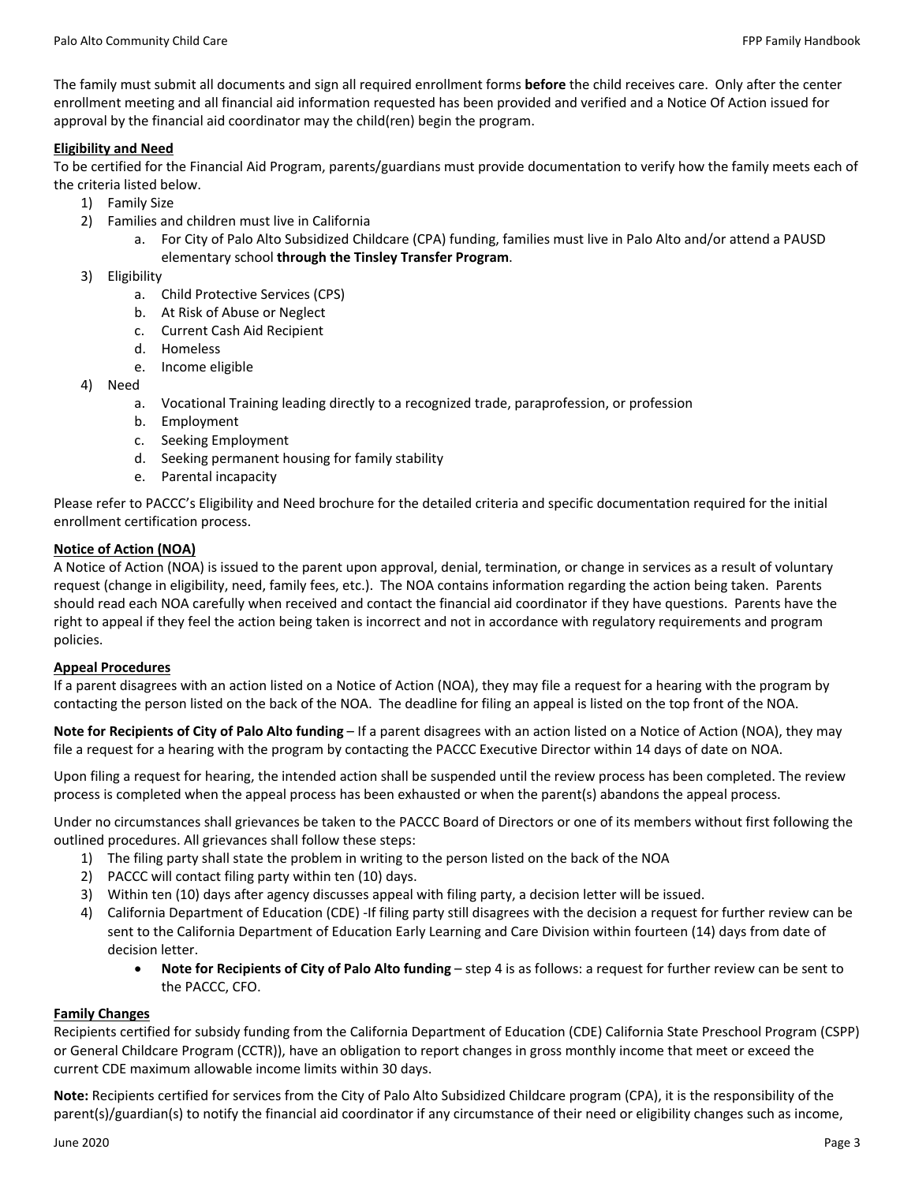The family must submit all documents and sign all required enrollment forms **before** the child receives care. Only after the center enrollment meeting and all financial aid information requested has been provided and verified and a Notice Of Action issued for approval by the financial aid coordinator may the child(ren) begin the program.

**Eligibility and Need**

To be certified for the Financial Aid Program, parents/guardians must provide documentation to verify how the family meets each of the criteria listed below.

1) Family Size
2) Families and children must live in California
    a. For City of Palo Alto Subsidized Childcare (CPA) funding, families must live in Palo Alto and/or attend a PAUSD elementary school **through the Tinsley Transfer Program**.
3) Eligibility
    a. Child Protective Services (CPS)
    b. At Risk of Abuse or Neglect
    c. Current Cash Aid Recipient
    d. Homeless
    e. Income eligible
4) Need
    a. Vocational Training leading directly to a recognized trade, paraprofession, or profession
    b. Employment
    c. Seeking Employment
    d. Seeking permanent housing for family stability
    e. Parental incapacity

Please refer to PACCC's Eligibility and Need brochure for the detailed criteria and specific documentation required for the initial enrollment certification process.

**Notice of Action (NOA)**

A Notice of Action (NOA) is issued to the parent upon approval, denial, termination, or change in services as a result of voluntary request (change in eligibility, need, family fees, etc.). The NOA contains information regarding the action being taken. Parents should read each NOA carefully when received and contact the financial aid coordinator if they have questions. Parents have the right to appeal if they feel the action being taken is incorrect and not in accordance with regulatory requirements and program policies.

**Appeal Procedures**

If a parent disagrees with an action listed on a Notice of Action (NOA), they may file a request for a hearing with the program by contacting the person listed on the back of the NOA. The deadline for filing an appeal is listed on the top front of the NOA.

**Note for Recipients of City of Palo Alto funding** – If a parent disagrees with an action listed on a Notice of Action (NOA), they may file a request for a hearing with the program by contacting the PACCC Executive Director within 14 days of date on NOA.

Upon filing a request for hearing, the intended action shall be suspended until the review process has been completed. The review process is completed when the appeal process has been exhausted or when the parent(s) abandons the appeal process.

Under no circumstances shall grievances be taken to the PACCC Board of Directors or one of its members without first following the outlined procedures. All grievances shall follow these steps:

1) The filing party shall state the problem in writing to the person listed on the back of the NOA
2) PACCC will contact filing party within ten (10) days.
3) Within ten (10) days after agency discusses appeal with filing party, a decision letter will be issued.
4) California Department of Education (CDE) -If filing party still disagrees with the decision a request for further review can be sent to the California Department of Education Early Learning and Care Division within fourteen (14) days from date of decision letter.
    - **Note for Recipients of City of Palo Alto funding** – step 4 is as follows: a request for further review can be sent to the PACCC, CFO.

**Family Changes**

Recipients certified for subsidy funding from the California Department of Education (CDE) California State Preschool Program (CSPP) or General Childcare Program (CCTR)), have an obligation to report changes in gross monthly income that meet or exceed the current CDE maximum allowable income limits within 30 days.

**Note:** Recipients certified for services from the City of Palo Alto Subsidized Childcare program (CPA), it is the responsibility of the parent(s)/guardian(s) to notify the financial aid coordinator if any circumstance of their need or eligibility changes such as income,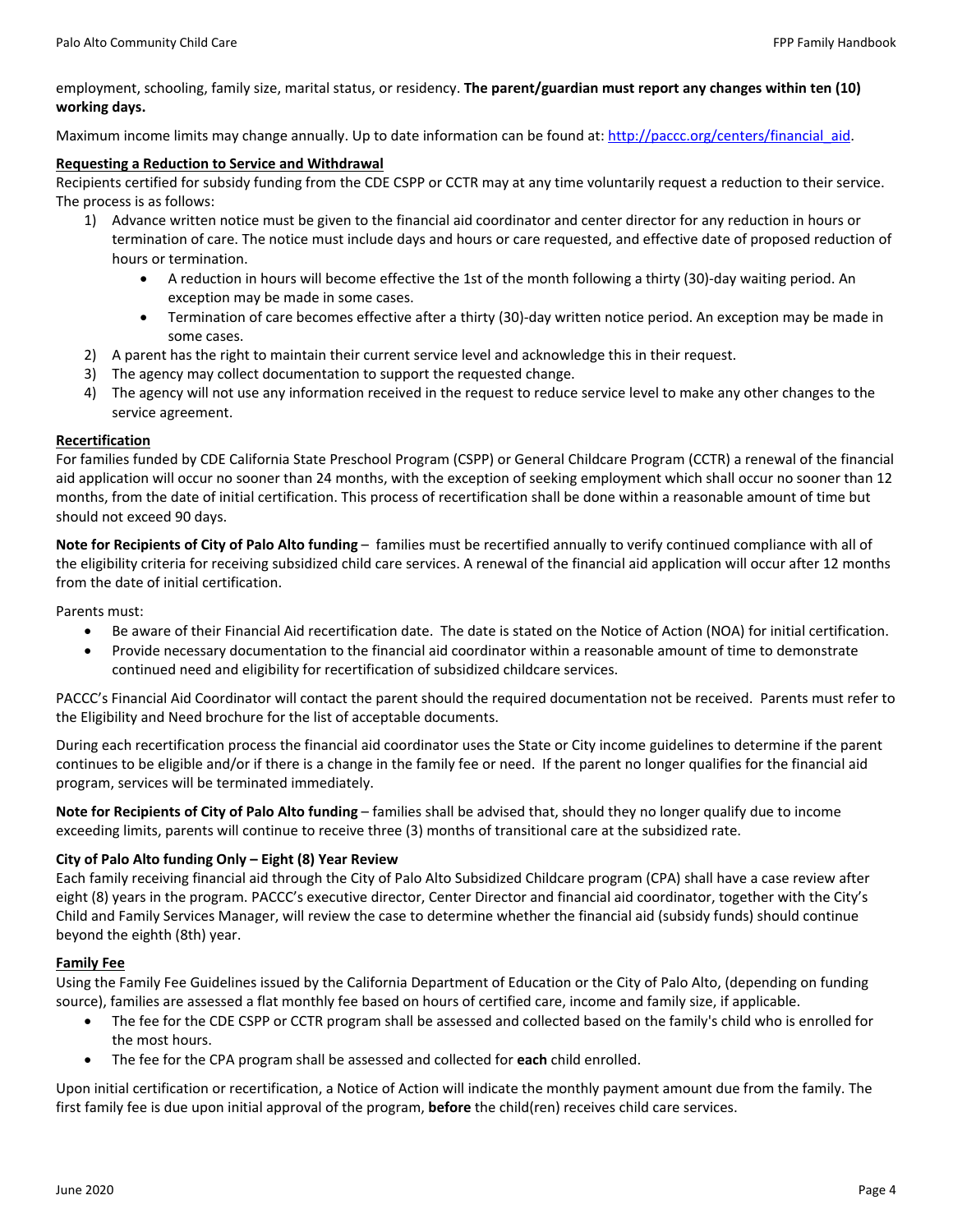employment, schooling, family size, marital status, or residency. **The parent/guardian must report any changes within ten (10) working days.**

Maximum income limits may change annually. Up to date information can be found at: [http://paccc.org/centers/financial_aid](http://paccc.org/centers/financial_aid).

**Requesting a Reduction to Service and Withdrawal**

Recipients certified for subsidy funding from the CDE CSPP or CCTR may at any time voluntarily request a reduction to their service. The process is as follows:

1) Advance written notice must be given to the financial aid coordinator and center director for any reduction in hours or termination of care. The notice must include days and hours or care requested, and effective date of proposed reduction of hours or termination.
    - A reduction in hours will become effective the 1st of the month following a thirty (30)-day waiting period. An exception may be made in some cases.
    - Termination of care becomes effective after a thirty (30)-day written notice period. An exception may be made in some cases.
2) A parent has the right to maintain their current service level and acknowledge this in their request.
3) The agency may collect documentation to support the requested change.
4) The agency will not use any information received in the request to reduce service level to make any other changes to the service agreement.

**Recertification**

For families funded by CDE California State Preschool Program (CSPP) or General Childcare Program (CCTR) a renewal of the financial aid application will occur no sooner than 24 months, with the exception of seeking employment which shall occur no sooner than 12 months, from the date of initial certification. This process of recertification shall be done within a reasonable amount of time but should not exceed 90 days.

**Note for Recipients of City of Palo Alto funding** – families must be recertified annually to verify continued compliance with all of the eligibility criteria for receiving subsidized child care services. A renewal of the financial aid application will occur after 12 months from the date of initial certification.

Parents must:

- Be aware of their Financial Aid recertification date. The date is stated on the Notice of Action (NOA) for initial certification.
- Provide necessary documentation to the financial aid coordinator within a reasonable amount of time to demonstrate continued need and eligibility for recertification of subsidized childcare services.

PACCC's Financial Aid Coordinator will contact the parent should the required documentation not be received. Parents must refer to the Eligibility and Need brochure for the list of acceptable documents.

During each recertification process the financial aid coordinator uses the State or City income guidelines to determine if the parent continues to be eligible and/or if there is a change in the family fee or need. If the parent no longer qualifies for the financial aid program, services will be terminated immediately.

**Note for Recipients of City of Palo Alto funding** – families shall be advised that, should they no longer qualify due to income exceeding limits, parents will continue to receive three (3) months of transitional care at the subsidized rate.

**City of Palo Alto funding Only – Eight (8) Year Review**

Each family receiving financial aid through the City of Palo Alto Subsidized Childcare program (CPA) shall have a case review after eight (8) years in the program. PACCC's executive director, Center Director and financial aid coordinator, together with the City's Child and Family Services Manager, will review the case to determine whether the financial aid (subsidy funds) should continue beyond the eighth (8th) year.

**Family Fee**

Using the Family Fee Guidelines issued by the California Department of Education or the City of Palo Alto, (depending on funding source), families are assessed a flat monthly fee based on hours of certified care, income and family size, if applicable.

- The fee for the CDE CSPP or CCTR program shall be assessed and collected based on the family's child who is enrolled for the most hours.
- The fee for the CPA program shall be assessed and collected for **each** child enrolled.

Upon initial certification or recertification, a Notice of Action will indicate the monthly payment amount due from the family. The first family fee is due upon initial approval of the program, **before** the child(ren) receives child care services.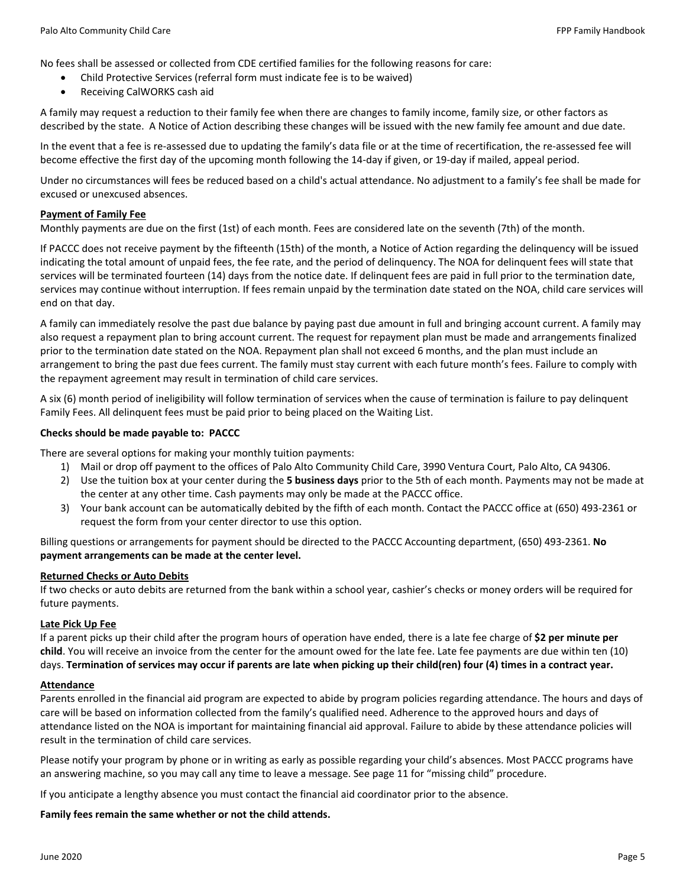No fees shall be assessed or collected from CDE certified families for the following reasons for care:

- Child Protective Services (referral form must indicate fee is to be waived)
- Receiving CalWORKS cash aid

A family may request a reduction to their family fee when there are changes to family income, family size, or other factors as described by the state. A Notice of Action describing these changes will be issued with the new family fee amount and due date.

In the event that a fee is re-assessed due to updating the family's data file or at the time of recertification, the re-assessed fee will become effective the first day of the upcoming month following the 14-day if given, or 19-day if mailed, appeal period.

Under no circumstances will fees be reduced based on a child's actual attendance. No adjustment to a family's fee shall be made for excused or unexcused absences.

**Payment of Family Fee**

Monthly payments are due on the first (1st) of each month. Fees are considered late on the seventh (7th) of the month.

If PACCC does not receive payment by the fifteenth (15th) of the month, a Notice of Action regarding the delinquency will be issued indicating the total amount of unpaid fees, the fee rate, and the period of delinquency. The NOA for delinquent fees will state that services will be terminated fourteen (14) days from the notice date. If delinquent fees are paid in full prior to the termination date, services may continue without interruption. If fees remain unpaid by the termination date stated on the NOA, child care services will end on that day.

A family can immediately resolve the past due balance by paying past due amount in full and bringing account current. A family may also request a repayment plan to bring account current. The request for repayment plan must be made and arrangements finalized prior to the termination date stated on the NOA. Repayment plan shall not exceed 6 months, and the plan must include an arrangement to bring the past due fees current. The family must stay current with each future month's fees. Failure to comply with the repayment agreement may result in termination of child care services.

A six (6) month period of ineligibility will follow termination of services when the cause of termination is failure to pay delinquent Family Fees. All delinquent fees must be paid prior to being placed on the Waiting List.

**Checks should be made payable to: PACCC**

There are several options for making your monthly tuition payments:

1) Mail or drop off payment to the offices of Palo Alto Community Child Care, 3990 Ventura Court, Palo Alto, CA 94306.
2) Use the tuition box at your center during the **5 business days** prior to the 5th of each month. Payments may not be made at the center at any other time. Cash payments may only be made at the PACCC office.
3) Your bank account can be automatically debited by the fifth of each month. Contact the PACCC office at (650) 493-2361 or request the form from your center director to use this option.

Billing questions or arrangements for payment should be directed to the PACCC Accounting department, (650) 493-2361. **No payment arrangements can be made at the center level.**

**Returned Checks or Auto Debits**

If two checks or auto debits are returned from the bank within a school year, cashier's checks or money orders will be required for future payments.

**Late Pick Up Fee**

If a parent picks up their child after the program hours of operation have ended, there is a late fee charge of **$2 per minute per child**. You will receive an invoice from the center for the amount owed for the late fee. Late fee payments are due within ten (10) days. **Termination of services may occur if parents are late when picking up their child(ren) four (4) times in a contract year.**

**Attendance**

Parents enrolled in the financial aid program are expected to abide by program policies regarding attendance. The hours and days of care will be based on information collected from the family's qualified need. Adherence to the approved hours and days of attendance listed on the NOA is important for maintaining financial aid approval. Failure to abide by these attendance policies will result in the termination of child care services.

Please notify your program by phone or in writing as early as possible regarding your child's absences. Most PACCC programs have an answering machine, so you may call any time to leave a message. See page 11 for "missing child" procedure.

If you anticipate a lengthy absence you must contact the financial aid coordinator prior to the absence.

**Family fees remain the same whether or not the child attends.**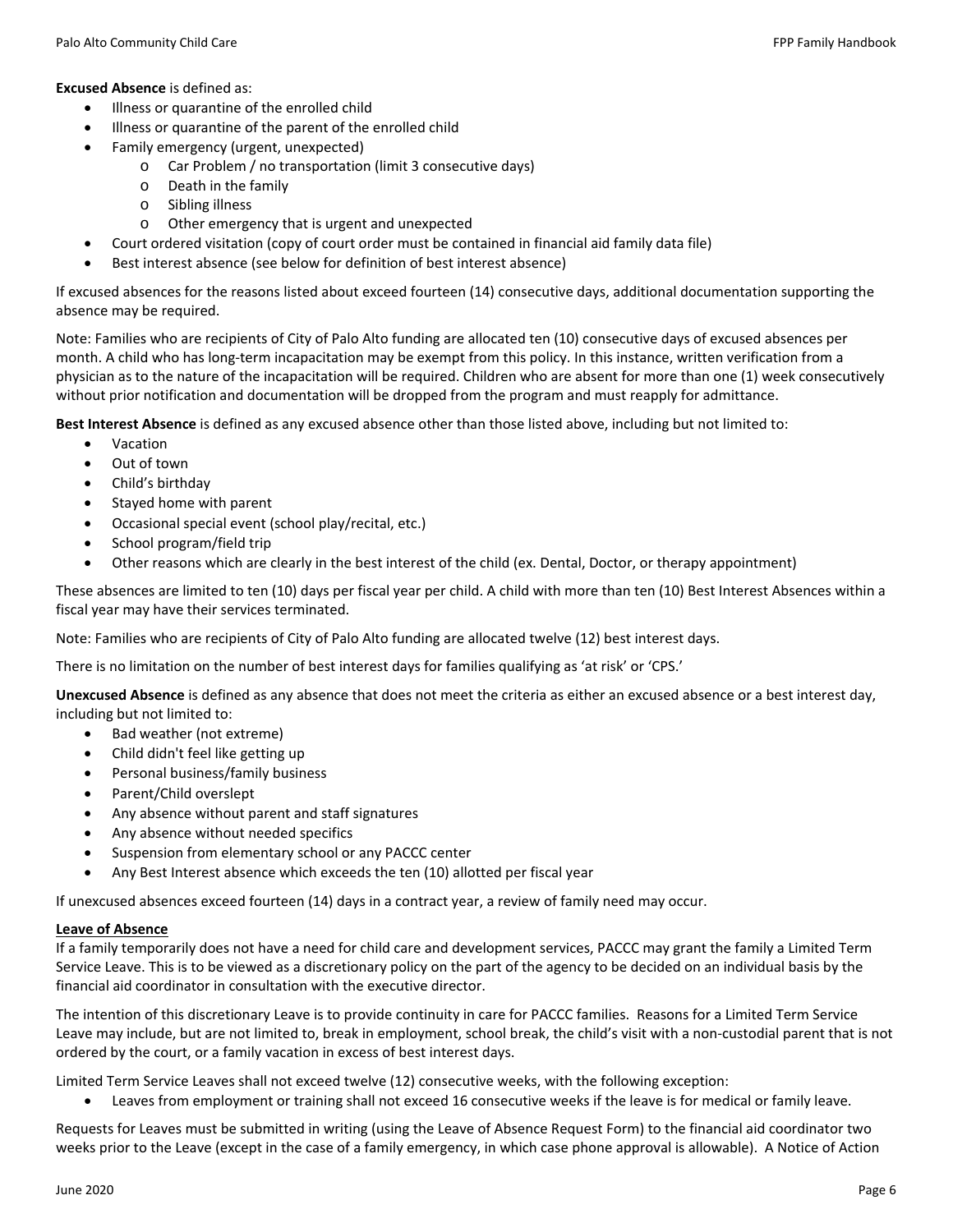**Excused Absence** is defined as:

- Illness or quarantine of the enrolled child
- Illness or quarantine of the parent of the enrolled child
- Family emergency (urgent, unexpected)
  - Car Problem / no transportation (limit 3 consecutive days)
  - Death in the family
  - Sibling illness
  - Other emergency that is urgent and unexpected
- Court ordered visitation (copy of court order must be contained in financial aid family data file)
- Best interest absence (see below for definition of best interest absence)

If excused absences for the reasons listed about exceed fourteen (14) consecutive days, additional documentation supporting the absence may be required.

Note: Families who are recipients of City of Palo Alto funding are allocated ten (10) consecutive days of excused absences per month. A child who has long-term incapacitation may be exempt from this policy. In this instance, written verification from a physician as to the nature of the incapacitation will be required. Children who are absent for more than one (1) week consecutively without prior notification and documentation will be dropped from the program and must reapply for admittance.

**Best Interest Absence** is defined as any excused absence other than those listed above, including but not limited to:

- Vacation
- Out of town
- Child's birthday
- Stayed home with parent
- Occasional special event (school play/recital, etc.)
- School program/field trip
- Other reasons which are clearly in the best interest of the child (ex. Dental, Doctor, or therapy appointment)

These absences are limited to ten (10) days per fiscal year per child. A child with more than ten (10) Best Interest Absences within a fiscal year may have their services terminated.

Note: Families who are recipients of City of Palo Alto funding are allocated twelve (12) best interest days.

There is no limitation on the number of best interest days for families qualifying as 'at risk' or 'CPS.'

**Unexcused Absence** is defined as any absence that does not meet the criteria as either an excused absence or a best interest day, including but not limited to:

- Bad weather (not extreme)
- Child didn't feel like getting up
- Personal business/family business
- Parent/Child overslept
- Any absence without parent and staff signatures
- Any absence without needed specifics
- Suspension from elementary school or any PACCC center
- Any Best Interest absence which exceeds the ten (10) allotted per fiscal year

If unexcused absences exceed fourteen (14) days in a contract year, a review of family need may occur.

**Leave of Absence**

If a family temporarily does not have a need for child care and development services, PACCC may grant the family a Limited Term Service Leave. This is to be viewed as a discretionary policy on the part of the agency to be decided on an individual basis by the financial aid coordinator in consultation with the executive director.

The intention of this discretionary Leave is to provide continuity in care for PACCC families. Reasons for a Limited Term Service Leave may include, but are not limited to, break in employment, school break, the child's visit with a non-custodial parent that is not ordered by the court, or a family vacation in excess of best interest days.

Limited Term Service Leaves shall not exceed twelve (12) consecutive weeks, with the following exception:

- Leaves from employment or training shall not exceed 16 consecutive weeks if the leave is for medical or family leave.

Requests for Leaves must be submitted in writing (using the Leave of Absence Request Form) to the financial aid coordinator two weeks prior to the Leave (except in the case of a family emergency, in which case phone approval is allowable). A Notice of Action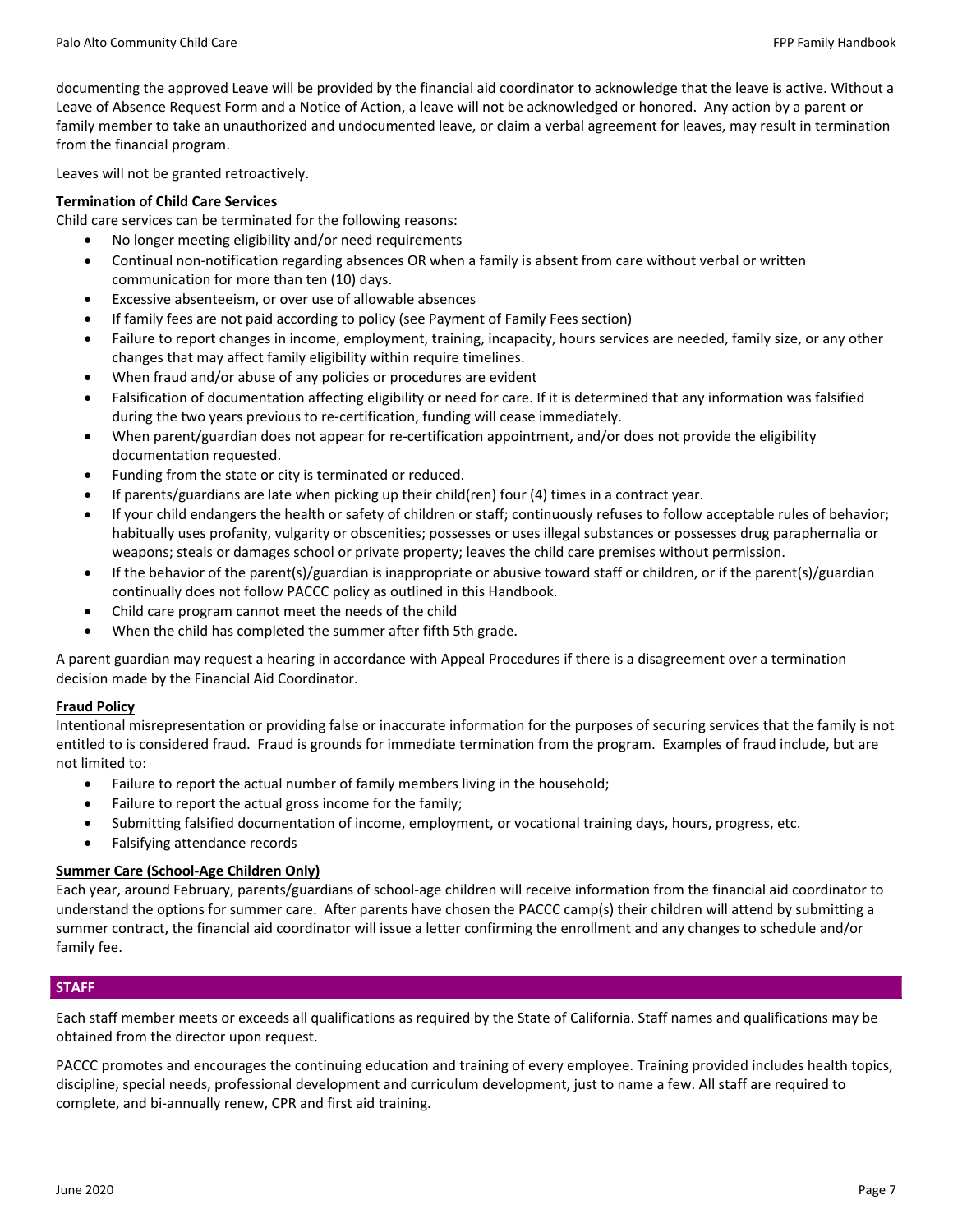documenting the approved Leave will be provided by the financial aid coordinator to acknowledge that the leave is active. Without a Leave of Absence Request Form and a Notice of Action, a leave will not be acknowledged or honored. Any action by a parent or family member to take an unauthorized and undocumented leave, or claim a verbal agreement for leaves, may result in termination from the financial program.

Leaves will not be granted retroactively.

### Termination of Child Care Services

Child care services can be terminated for the following reasons:

- No longer meeting eligibility and/or need requirements
- Continual non-notification regarding absences OR when a family is absent from care without verbal or written communication for more than ten (10) days.
- Excessive absenteeism, or over use of allowable absences
- If family fees are not paid according to policy (see Payment of Family Fees section)
- Failure to report changes in income, employment, training, incapacity, hours services are needed, family size, or any other changes that may affect family eligibility within require timelines.
- When fraud and/or abuse of any policies or procedures are evident
- Falsification of documentation affecting eligibility or need for care. If it is determined that any information was falsified during the two years previous to re-certification, funding will cease immediately.
- When parent/guardian does not appear for re-certification appointment, and/or does not provide the eligibility documentation requested.
- Funding from the state or city is terminated or reduced.
- If parents/guardians are late when picking up their child(ren) four (4) times in a contract year.
- If your child endangers the health or safety of children or staff; continuously refuses to follow acceptable rules of behavior; habitually uses profanity, vulgarity or obscenities; possesses or uses illegal substances or possesses drug paraphernalia or weapons; steals or damages school or private property; leaves the child care premises without permission.
- If the behavior of the parent(s)/guardian is inappropriate or abusive toward staff or children, or if the parent(s)/guardian continually does not follow PACCC policy as outlined in this Handbook.
- Child care program cannot meet the needs of the child
- When the child has completed the summer after fifth 5th grade.

A parent guardian may request a hearing in accordance with Appeal Procedures if there is a disagreement over a termination decision made by the Financial Aid Coordinator.

### Fraud Policy

Intentional misrepresentation or providing false or inaccurate information for the purposes of securing services that the family is not entitled to is considered fraud. Fraud is grounds for immediate termination from the program. Examples of fraud include, but are not limited to:

- Failure to report the actual number of family members living in the household;
- Failure to report the actual gross income for the family;
- Submitting falsified documentation of income, employment, or vocational training days, hours, progress, etc.
- Falsifying attendance records

### Summer Care (School-Age Children Only)

Each year, around February, parents/guardians of school-age children will receive information from the financial aid coordinator to understand the options for summer care. After parents have chosen the PACCC camp(s) their children will attend by submitting a summer contract, the financial aid coordinator will issue a letter confirming the enrollment and any changes to schedule and/or family fee.

## STAFF

Each staff member meets or exceeds all qualifications as required by the State of California. Staff names and qualifications may be obtained from the director upon request.

PACCC promotes and encourages the continuing education and training of every employee. Training provided includes health topics, discipline, special needs, professional development and curriculum development, just to name a few. All staff are required to complete, and bi-annually renew, CPR and first aid training.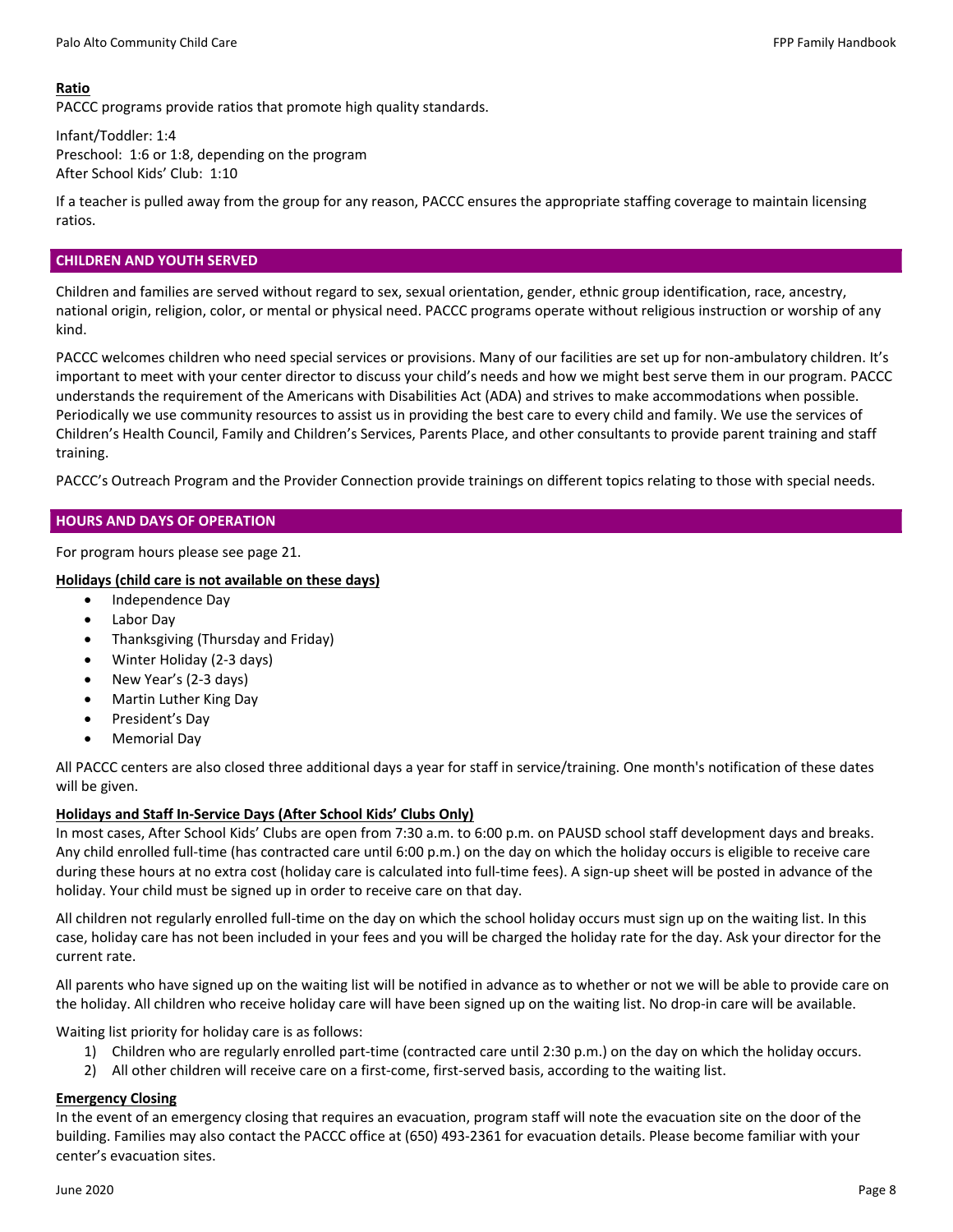**Ratio**

PACCC programs provide ratios that promote high quality standards.

Infant/Toddler: 1:4
Preschool: 1:6 or 1:8, depending on the program
After School Kids' Club: 1:10

If a teacher is pulled away from the group for any reason, PACCC ensures the appropriate staffing coverage to maintain licensing ratios.

## CHILDREN AND YOUTH SERVED

Children and families are served without regard to sex, sexual orientation, gender, ethnic group identification, race, ancestry, national origin, religion, color, or mental or physical need. PACCC programs operate without religious instruction or worship of any kind.

PACCC welcomes children who need special services or provisions. Many of our facilities are set up for non-ambulatory children. It's important to meet with your center director to discuss your child's needs and how we might best serve them in our program. PACCC understands the requirement of the Americans with Disabilities Act (ADA) and strives to make accommodations when possible. Periodically we use community resources to assist us in providing the best care to every child and family. We use the services of Children's Health Council, Family and Children's Services, Parents Place, and other consultants to provide parent training and staff training.

PACCC's Outreach Program and the Provider Connection provide trainings on different topics relating to those with special needs.

## HOURS AND DAYS OF OPERATION

For program hours please see page 21.

**Holidays (child care is not available on these days)**

- Independence Day
- Labor Day
- Thanksgiving (Thursday and Friday)
- Winter Holiday (2-3 days)
- New Year's (2-3 days)
- Martin Luther King Day
- President's Day
- Memorial Day

All PACCC centers are also closed three additional days a year for staff in service/training. One month's notification of these dates will be given.

**Holidays and Staff In-Service Days (After School Kids' Clubs Only)**

In most cases, After School Kids' Clubs are open from 7:30 a.m. to 6:00 p.m. on PAUSD school staff development days and breaks. Any child enrolled full-time (has contracted care until 6:00 p.m.) on the day on which the holiday occurs is eligible to receive care during these hours at no extra cost (holiday care is calculated into full-time fees). A sign-up sheet will be posted in advance of the holiday. Your child must be signed up in order to receive care on that day.

All children not regularly enrolled full-time on the day on which the school holiday occurs must sign up on the waiting list. In this case, holiday care has not been included in your fees and you will be charged the holiday rate for the day. Ask your director for the current rate.

All parents who have signed up on the waiting list will be notified in advance as to whether or not we will be able to provide care on the holiday. All children who receive holiday care will have been signed up on the waiting list. No drop-in care will be available.

Waiting list priority for holiday care is as follows:

1) Children who are regularly enrolled part-time (contracted care until 2:30 p.m.) on the day on which the holiday occurs.
2) All other children will receive care on a first-come, first-served basis, according to the waiting list.

**Emergency Closing**

In the event of an emergency closing that requires an evacuation, program staff will note the evacuation site on the door of the building. Families may also contact the PACCC office at (650) 493-2361 for evacuation details. Please become familiar with your center's evacuation sites.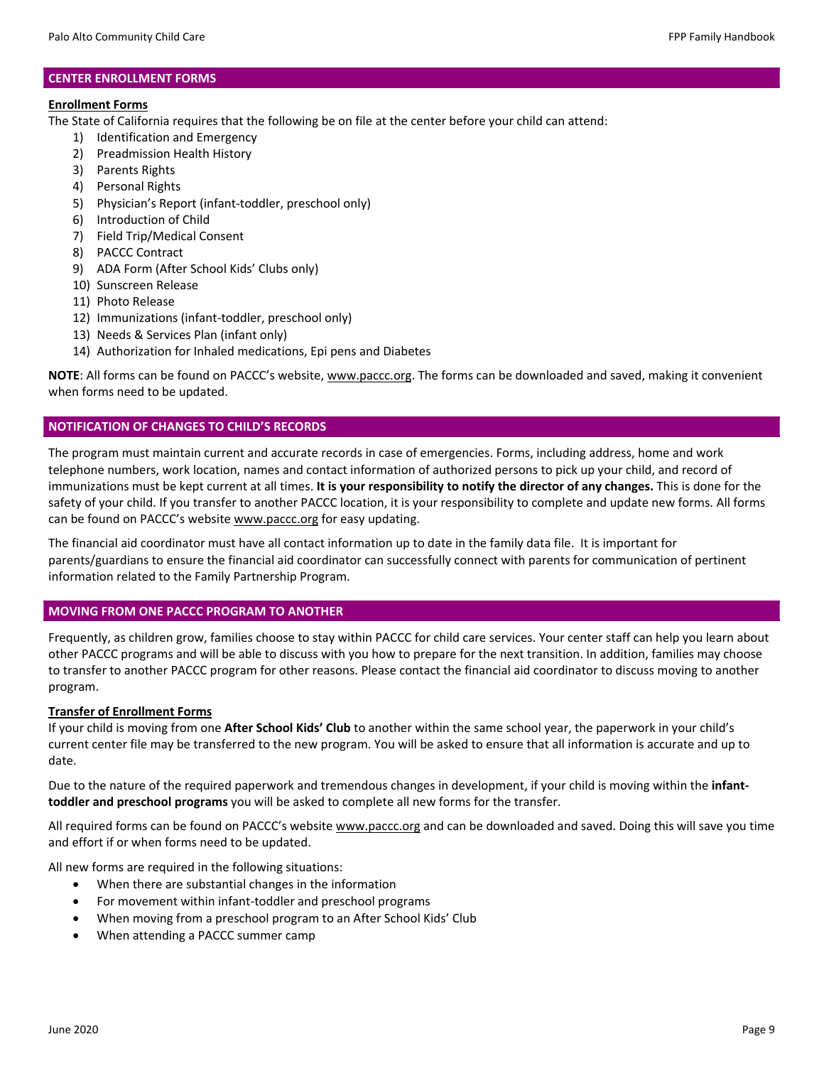## CENTER ENROLLMENT FORMS

**Enrollment Forms**

The State of California requires that the following be on file at the center before your child can attend:

1) Identification and Emergency
2) Preadmission Health History
3) Parents Rights
4) Personal Rights
5) Physician's Report (infant-toddler, preschool only)
6) Introduction of Child
7) Field Trip/Medical Consent
8) PACCC Contract
9) ADA Form (After School Kids' Clubs only)
10) Sunscreen Release
11) Photo Release
12) Immunizations (infant-toddler, preschool only)
13) Needs & Services Plan (infant only)
14) Authorization for Inhaled medications, Epi pens and Diabetes

**NOTE**: All forms can be found on PACCC's website, www.paccc.org. The forms can be downloaded and saved, making it convenient when forms need to be updated.

## NOTIFICATION OF CHANGES TO CHILD'S RECORDS

The program must maintain current and accurate records in case of emergencies. Forms, including address, home and work telephone numbers, work location, names and contact information of authorized persons to pick up your child, and record of immunizations must be kept current at all times. **It is your responsibility to notify the director of any changes.** This is done for the safety of your child. If you transfer to another PACCC location, it is your responsibility to complete and update new forms. All forms can be found on PACCC's website www.paccc.org for easy updating.

The financial aid coordinator must have all contact information up to date in the family data file. It is important for parents/guardians to ensure the financial aid coordinator can successfully connect with parents for communication of pertinent information related to the Family Partnership Program.

## MOVING FROM ONE PACCC PROGRAM TO ANOTHER

Frequently, as children grow, families choose to stay within PACCC for child care services. Your center staff can help you learn about other PACCC programs and will be able to discuss with you how to prepare for the next transition. In addition, families may choose to transfer to another PACCC program for other reasons. Please contact the financial aid coordinator to discuss moving to another program.

**Transfer of Enrollment Forms**

If your child is moving from one **After School Kids' Club** to another within the same school year, the paperwork in your child's current center file may be transferred to the new program. You will be asked to ensure that all information is accurate and up to date.

Due to the nature of the required paperwork and tremendous changes in development, if your child is moving within the **infant-toddler and preschool programs** you will be asked to complete all new forms for the transfer.

All required forms can be found on PACCC's website www.paccc.org and can be downloaded and saved. Doing this will save you time and effort if or when forms need to be updated.

All new forms are required in the following situations:

- When there are substantial changes in the information
- For movement within infant-toddler and preschool programs
- When moving from a preschool program to an After School Kids' Club
- When attending a PACCC summer camp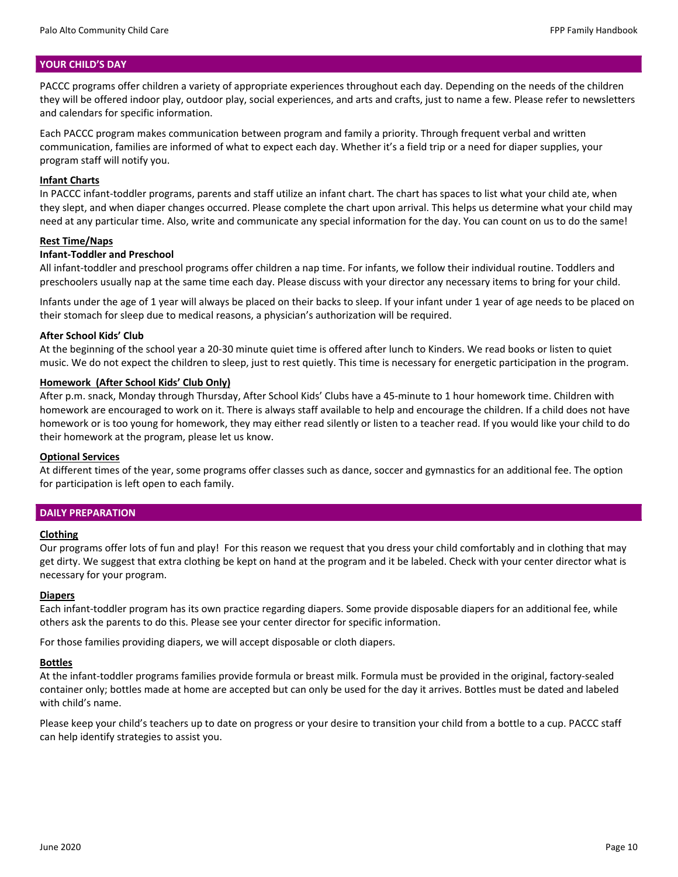## YOUR CHILD'S DAY

PACCC programs offer children a variety of appropriate experiences throughout each day. Depending on the needs of the children they will be offered indoor play, outdoor play, social experiences, and arts and crafts, just to name a few. Please refer to newsletters and calendars for specific information.

Each PACCC program makes communication between program and family a priority. Through frequent verbal and written communication, families are informed of what to expect each day. Whether it's a field trip or a need for diaper supplies, your program staff will notify you.

### Infant Charts

In PACCC infant-toddler programs, parents and staff utilize an infant chart. The chart has spaces to list what your child ate, when they slept, and when diaper changes occurred. Please complete the chart upon arrival. This helps us determine what your child may need at any particular time. Also, write and communicate any special information for the day. You can count on us to do the same!

### Rest Time/Naps

**Infant-Toddler and Preschool**

All infant-toddler and preschool programs offer children a nap time. For infants, we follow their individual routine. Toddlers and preschoolers usually nap at the same time each day. Please discuss with your director any necessary items to bring for your child.

Infants under the age of 1 year will always be placed on their backs to sleep. If your infant under 1 year of age needs to be placed on their stomach for sleep due to medical reasons, a physician's authorization will be required.

**After School Kids' Club**

At the beginning of the school year a 20-30 minute quiet time is offered after lunch to Kinders. We read books or listen to quiet music. We do not expect the children to sleep, just to rest quietly. This time is necessary for energetic participation in the program.

### Homework (After School Kids' Club Only)

After p.m. snack, Monday through Thursday, After School Kids' Clubs have a 45-minute to 1 hour homework time. Children with homework are encouraged to work on it. There is always staff available to help and encourage the children. If a child does not have homework or is too young for homework, they may either read silently or listen to a teacher read. If you would like your child to do their homework at the program, please let us know.

### Optional Services

At different times of the year, some programs offer classes such as dance, soccer and gymnastics for an additional fee. The option for participation is left open to each family.

## DAILY PREPARATION

### Clothing

Our programs offer lots of fun and play! For this reason we request that you dress your child comfortably and in clothing that may get dirty. We suggest that extra clothing be kept on hand at the program and it be labeled. Check with your center director what is necessary for your program.

### Diapers

Each infant-toddler program has its own practice regarding diapers. Some provide disposable diapers for an additional fee, while others ask the parents to do this. Please see your center director for specific information.

For those families providing diapers, we will accept disposable or cloth diapers.

### Bottles

At the infant-toddler programs families provide formula or breast milk. Formula must be provided in the original, factory-sealed container only; bottles made at home are accepted but can only be used for the day it arrives. Bottles must be dated and labeled with child's name.

Please keep your child's teachers up to date on progress or your desire to transition your child from a bottle to a cup. PACCC staff can help identify strategies to assist you.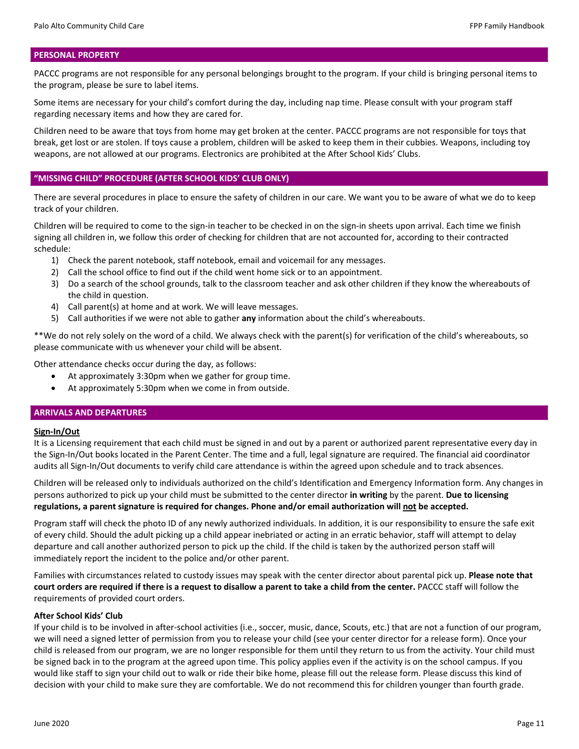## PERSONAL PROPERTY

PACCC programs are not responsible for any personal belongings brought to the program. If your child is bringing personal items to the program, please be sure to label items.

Some items are necessary for your child's comfort during the day, including nap time. Please consult with your program staff regarding necessary items and how they are cared for.

Children need to be aware that toys from home may get broken at the center. PACCC programs are not responsible for toys that break, get lost or are stolen. If toys cause a problem, children will be asked to keep them in their cubbies. Weapons, including toy weapons, are not allowed at our programs. Electronics are prohibited at the After School Kids' Clubs.

## "MISSING CHILD" PROCEDURE (AFTER SCHOOL KIDS' CLUB ONLY)

There are several procedures in place to ensure the safety of children in our care. We want you to be aware of what we do to keep track of your children.

Children will be required to come to the sign-in teacher to be checked in on the sign-in sheets upon arrival. Each time we finish signing all children in, we follow this order of checking for children that are not accounted for, according to their contracted schedule:

1) Check the parent notebook, staff notebook, email and voicemail for any messages.
2) Call the school office to find out if the child went home sick or to an appointment.
3) Do a search of the school grounds, talk to the classroom teacher and ask other children if they know the whereabouts of the child in question.
4) Call parent(s) at home and at work. We will leave messages.
5) Call authorities if we were not able to gather **any** information about the child's whereabouts.

**We do not rely solely on the word of a child. We always check with the parent(s) for verification of the child's whereabouts, so please communicate with us whenever your child will be absent.

Other attendance checks occur during the day, as follows:

- At approximately 3:30pm when we gather for group time.
- At approximately 5:30pm when we come in from outside.

## ARRIVALS AND DEPARTURES

### Sign-In/Out

It is a Licensing requirement that each child must be signed in and out by a parent or authorized parent representative every day in the Sign-In/Out books located in the Parent Center. The time and a full, legal signature are required. The financial aid coordinator audits all Sign-In/Out documents to verify child care attendance is within the agreed upon schedule and to track absences.

Children will be released only to individuals authorized on the child's Identification and Emergency Information form. Any changes in persons authorized to pick up your child must be submitted to the center director **in writing** by the parent. **Due to licensing regulations, a parent signature is required for changes. Phone and/or email authorization will not be accepted.**

Program staff will check the photo ID of any newly authorized individuals. In addition, it is our responsibility to ensure the safe exit of every child. Should the adult picking up a child appear inebriated or acting in an erratic behavior, staff will attempt to delay departure and call another authorized person to pick up the child. If the child is taken by the authorized person staff will immediately report the incident to the police and/or other parent.

Families with circumstances related to custody issues may speak with the center director about parental pick up. **Please note that court orders are required if there is a request to disallow a parent to take a child from the center.** PACCC staff will follow the requirements of provided court orders.

### After School Kids' Club

If your child is to be involved in after-school activities (i.e., soccer, music, dance, Scouts, etc.) that are not a function of our program, we will need a signed letter of permission from you to release your child (see your center director for a release form). Once your child is released from our program, we are no longer responsible for them until they return to us from the activity. Your child must be signed back in to the program at the agreed upon time. This policy applies even if the activity is on the school campus. If you would like staff to sign your child out to walk or ride their bike home, please fill out the release form. Please discuss this kind of decision with your child to make sure they are comfortable. We do not recommend this for children younger than fourth grade.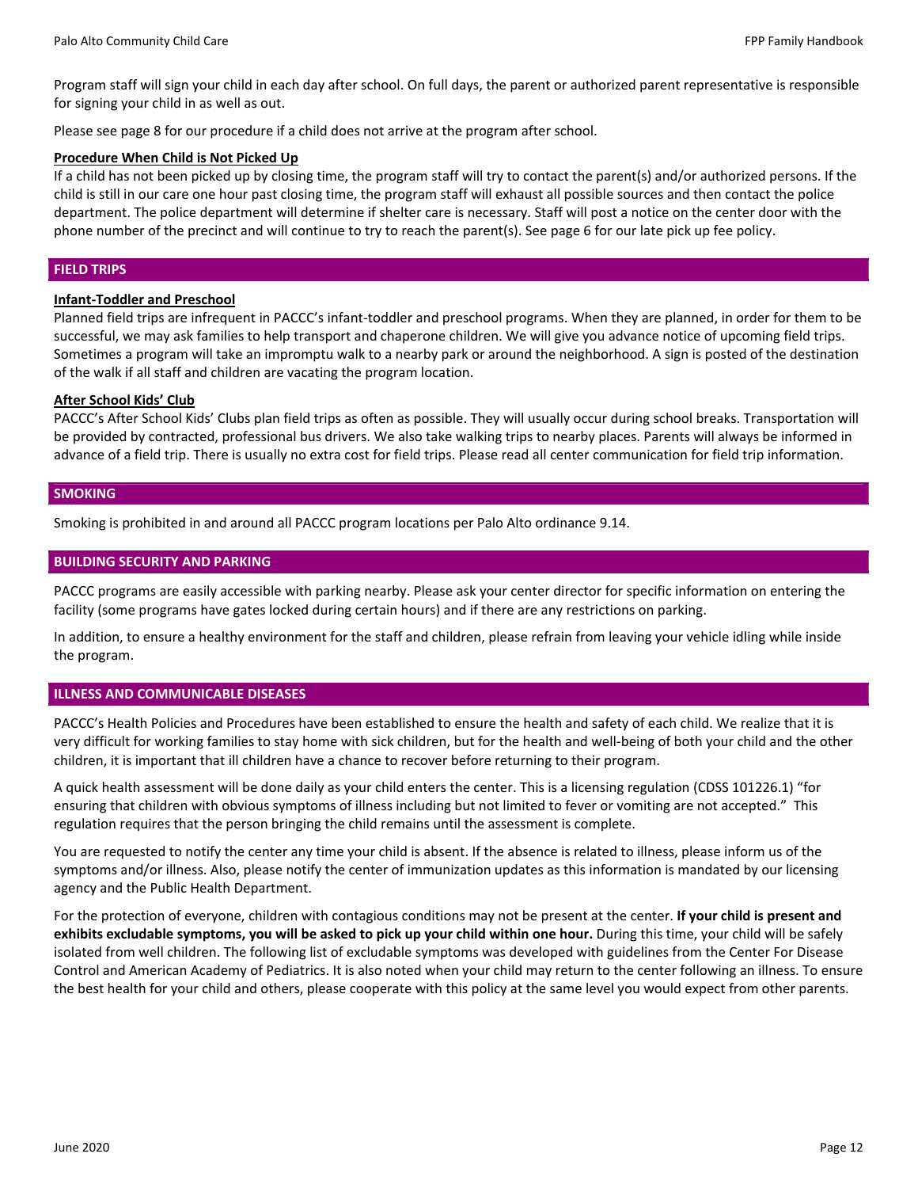Program staff will sign your child in each day after school. On full days, the parent or authorized parent representative is responsible for signing your child in as well as out.

Please see page 8 for our procedure if a child does not arrive at the program after school.

**Procedure When Child is Not Picked Up**

If a child has not been picked up by closing time, the program staff will try to contact the parent(s) and/or authorized persons. If the child is still in our care one hour past closing time, the program staff will exhaust all possible sources and then contact the police department. The police department will determine if shelter care is necessary. Staff will post a notice on the center door with the phone number of the precinct and will continue to try to reach the parent(s). See page 6 for our late pick up fee policy.

## FIELD TRIPS

**Infant-Toddler and Preschool**

Planned field trips are infrequent in PACCC's infant-toddler and preschool programs. When they are planned, in order for them to be successful, we may ask families to help transport and chaperone children. We will give you advance notice of upcoming field trips. Sometimes a program will take an impromptu walk to a nearby park or around the neighborhood. A sign is posted of the destination of the walk if all staff and children are vacating the program location.

**After School Kids' Club**

PACCC's After School Kids' Clubs plan field trips as often as possible. They will usually occur during school breaks. Transportation will be provided by contracted, professional bus drivers. We also take walking trips to nearby places. Parents will always be informed in advance of a field trip. There is usually no extra cost for field trips. Please read all center communication for field trip information.

## SMOKING

Smoking is prohibited in and around all PACCC program locations per Palo Alto ordinance 9.14.

## BUILDING SECURITY AND PARKING

PACCC programs are easily accessible with parking nearby. Please ask your center director for specific information on entering the facility (some programs have gates locked during certain hours) and if there are any restrictions on parking.

In addition, to ensure a healthy environment for the staff and children, please refrain from leaving your vehicle idling while inside the program.

## ILLNESS AND COMMUNICABLE DISEASES

PACCC's Health Policies and Procedures have been established to ensure the health and safety of each child. We realize that it is very difficult for working families to stay home with sick children, but for the health and well-being of both your child and the other children, it is important that ill children have a chance to recover before returning to their program.

A quick health assessment will be done daily as your child enters the center. This is a licensing regulation (CDSS 101226.1) "for ensuring that children with obvious symptoms of illness including but not limited to fever or vomiting are not accepted." This regulation requires that the person bringing the child remains until the assessment is complete.

You are requested to notify the center any time your child is absent. If the absence is related to illness, please inform us of the symptoms and/or illness. Also, please notify the center of immunization updates as this information is mandated by our licensing agency and the Public Health Department.

For the protection of everyone, children with contagious conditions may not be present at the center. **If your child is present and exhibits excludable symptoms, you will be asked to pick up your child within one hour.** During this time, your child will be safely isolated from well children. The following list of excludable symptoms was developed with guidelines from the Center For Disease Control and American Academy of Pediatrics. It is also noted when your child may return to the center following an illness. To ensure the best health for your child and others, please cooperate with this policy at the same level you would expect from other parents.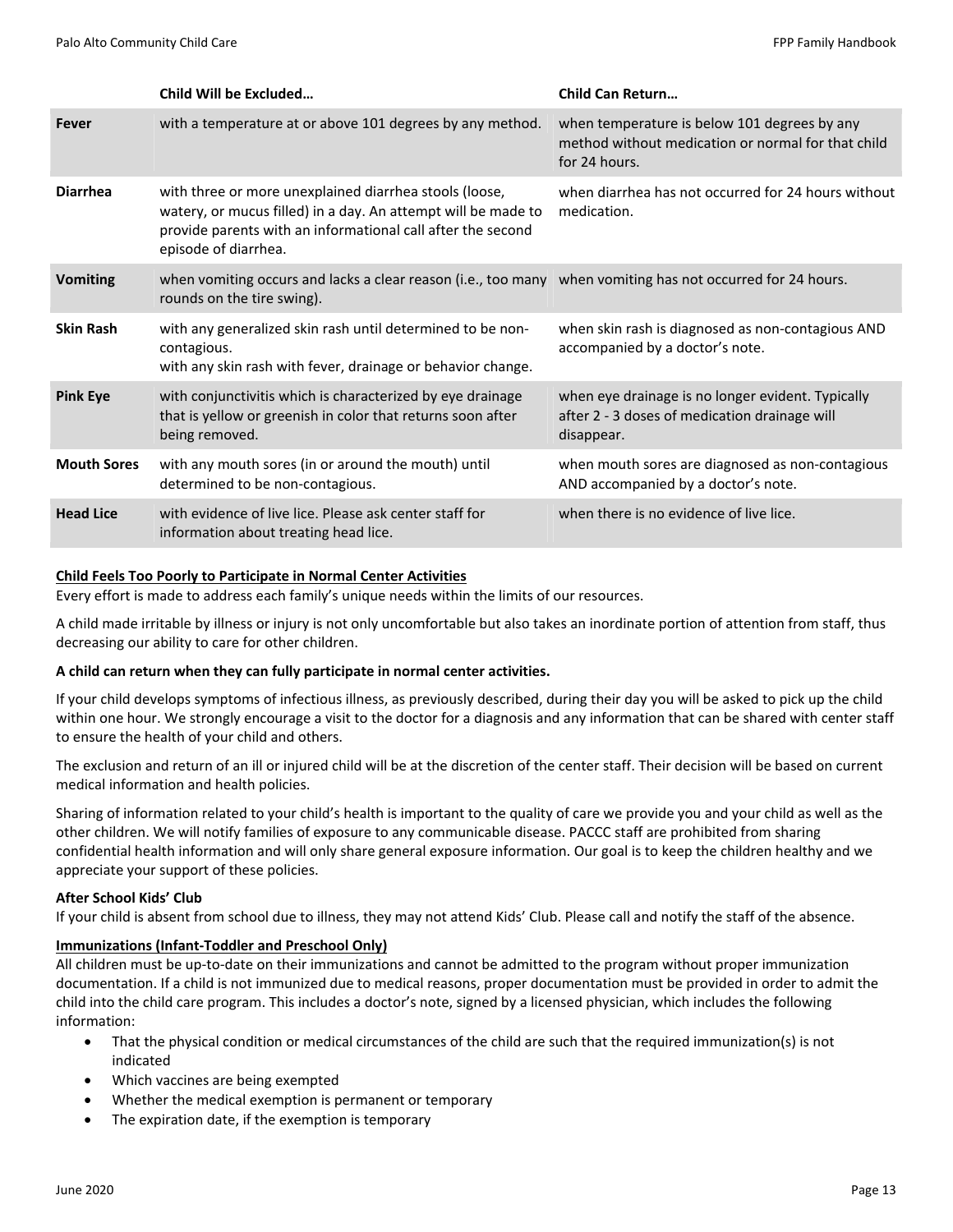| | Child Will be Excluded… | Child Can Return… |
|---|---|---|
| **Fever** | with a temperature at or above 101 degrees by any method. | when temperature is below 101 degrees by any method without medication or normal for that child for 24 hours. |
| **Diarrhea** | with three or more unexplained diarrhea stools (loose, watery, or mucus filled) in a day. An attempt will be made to provide parents with an informational call after the second episode of diarrhea. | when diarrhea has not occurred for 24 hours without medication. |
| **Vomiting** | when vomiting occurs and lacks a clear reason (i.e., too many rounds on the tire swing). | when vomiting has not occurred for 24 hours. |
| **Skin Rash** | with any generalized skin rash until determined to be non-contagious. with any skin rash with fever, drainage or behavior change. | when skin rash is diagnosed as non-contagious AND accompanied by a doctor's note. |
| **Pink Eye** | with conjunctivitis which is characterized by eye drainage that is yellow or greenish in color that returns soon after being removed. | when eye drainage is no longer evident. Typically after 2 - 3 doses of medication drainage will disappear. |
| **Mouth Sores** | with any mouth sores (in or around the mouth) until determined to be non-contagious. | when mouth sores are diagnosed as non-contagious AND accompanied by a doctor's note. |
| **Head Lice** | with evidence of live lice. Please ask center staff for information about treating head lice. | when there is no evidence of live lice. |

**Child Feels Too Poorly to Participate in Normal Center Activities**

Every effort is made to address each family's unique needs within the limits of our resources.

A child made irritable by illness or injury is not only uncomfortable but also takes an inordinate portion of attention from staff, thus decreasing our ability to care for other children.

**A child can return when they can fully participate in normal center activities.**

If your child develops symptoms of infectious illness, as previously described, during their day you will be asked to pick up the child within one hour. We strongly encourage a visit to the doctor for a diagnosis and any information that can be shared with center staff to ensure the health of your child and others.

The exclusion and return of an ill or injured child will be at the discretion of the center staff. Their decision will be based on current medical information and health policies.

Sharing of information related to your child's health is important to the quality of care we provide you and your child as well as the other children. We will notify families of exposure to any communicable disease. PACCC staff are prohibited from sharing confidential health information and will only share general exposure information. Our goal is to keep the children healthy and we appreciate your support of these policies.

**After School Kids' Club**

If your child is absent from school due to illness, they may not attend Kids' Club. Please call and notify the staff of the absence.

**Immunizations (Infant-Toddler and Preschool Only)**

All children must be up-to-date on their immunizations and cannot be admitted to the program without proper immunization documentation. If a child is not immunized due to medical reasons, proper documentation must be provided in order to admit the child into the child care program. This includes a doctor's note, signed by a licensed physician, which includes the following information:

- That the physical condition or medical circumstances of the child are such that the required immunization(s) is not indicated
- Which vaccines are being exempted
- Whether the medical exemption is permanent or temporary
- The expiration date, if the exemption is temporary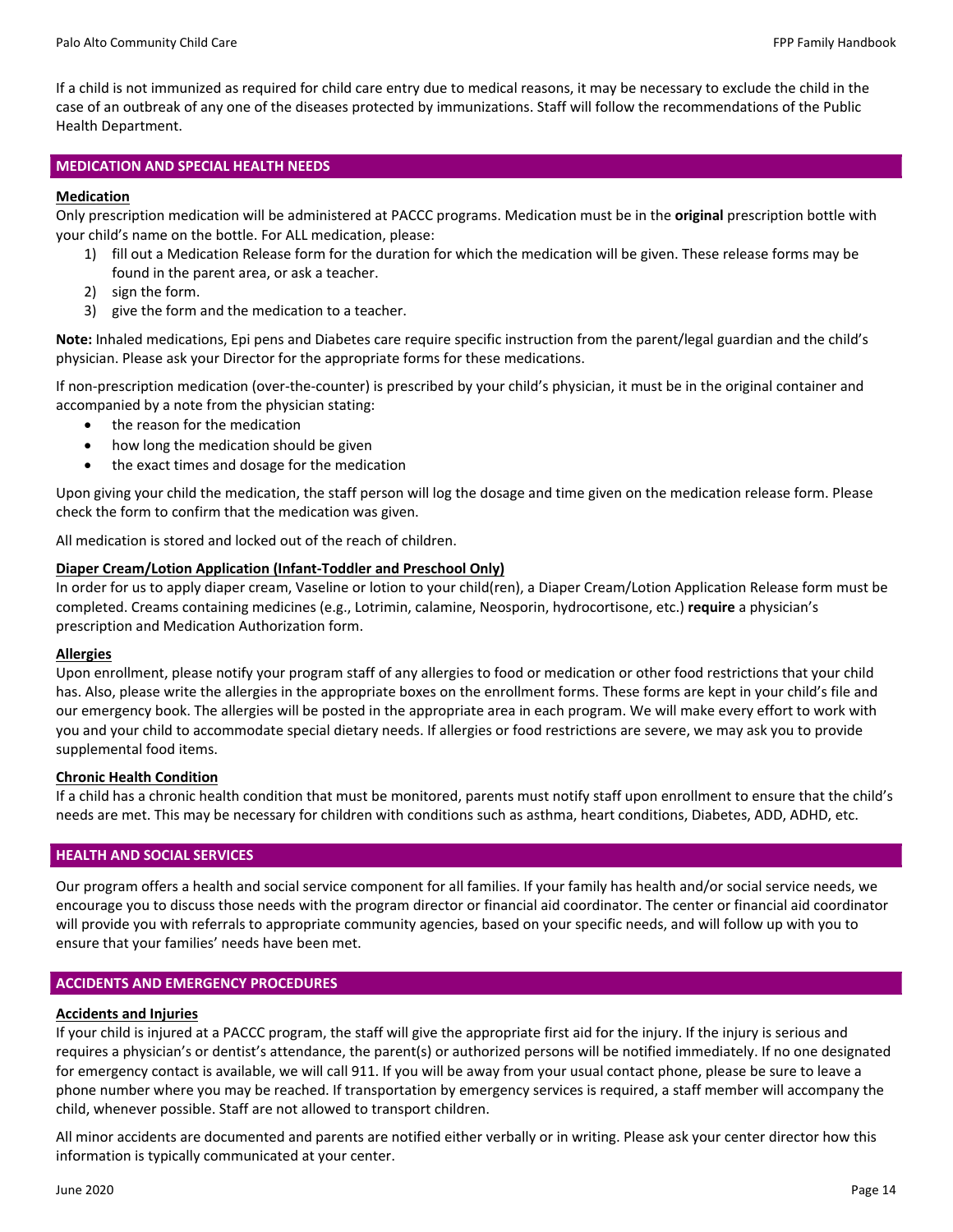If a child is not immunized as required for child care entry due to medical reasons, it may be necessary to exclude the child in the case of an outbreak of any one of the diseases protected by immunizations. Staff will follow the recommendations of the Public Health Department.

## MEDICATION AND SPECIAL HEALTH NEEDS

### Medication

Only prescription medication will be administered at PACCC programs. Medication must be in the **original** prescription bottle with your child's name on the bottle. For ALL medication, please:

1) fill out a Medication Release form for the duration for which the medication will be given. These release forms may be found in the parent area, or ask a teacher.
2) sign the form.
3) give the form and the medication to a teacher.

**Note:** Inhaled medications, Epi pens and Diabetes care require specific instruction from the parent/legal guardian and the child's physician. Please ask your Director for the appropriate forms for these medications.

If non-prescription medication (over-the-counter) is prescribed by your child's physician, it must be in the original container and accompanied by a note from the physician stating:

- the reason for the medication
- how long the medication should be given
- the exact times and dosage for the medication

Upon giving your child the medication, the staff person will log the dosage and time given on the medication release form. Please check the form to confirm that the medication was given.

All medication is stored and locked out of the reach of children.

### Diaper Cream/Lotion Application (Infant-Toddler and Preschool Only)

In order for us to apply diaper cream, Vaseline or lotion to your child(ren), a Diaper Cream/Lotion Application Release form must be completed. Creams containing medicines (e.g., Lotrimin, calamine, Neosporin, hydrocortisone, etc.) **require** a physician's prescription and Medication Authorization form.

### Allergies

Upon enrollment, please notify your program staff of any allergies to food or medication or other food restrictions that your child has. Also, please write the allergies in the appropriate boxes on the enrollment forms. These forms are kept in your child's file and our emergency book. The allergies will be posted in the appropriate area in each program. We will make every effort to work with you and your child to accommodate special dietary needs. If allergies or food restrictions are severe, we may ask you to provide supplemental food items.

### Chronic Health Condition

If a child has a chronic health condition that must be monitored, parents must notify staff upon enrollment to ensure that the child's needs are met. This may be necessary for children with conditions such as asthma, heart conditions, Diabetes, ADD, ADHD, etc.

## HEALTH AND SOCIAL SERVICES

Our program offers a health and social service component for all families. If your family has health and/or social service needs, we encourage you to discuss those needs with the program director or financial aid coordinator. The center or financial aid coordinator will provide you with referrals to appropriate community agencies, based on your specific needs, and will follow up with you to ensure that your families' needs have been met.

## ACCIDENTS AND EMERGENCY PROCEDURES

### Accidents and Injuries

If your child is injured at a PACCC program, the staff will give the appropriate first aid for the injury. If the injury is serious and requires a physician's or dentist's attendance, the parent(s) or authorized persons will be notified immediately. If no one designated for emergency contact is available, we will call 911. If you will be away from your usual contact phone, please be sure to leave a phone number where you may be reached. If transportation by emergency services is required, a staff member will accompany the child, whenever possible. Staff are not allowed to transport children.

All minor accidents are documented and parents are notified either verbally or in writing. Please ask your center director how this information is typically communicated at your center.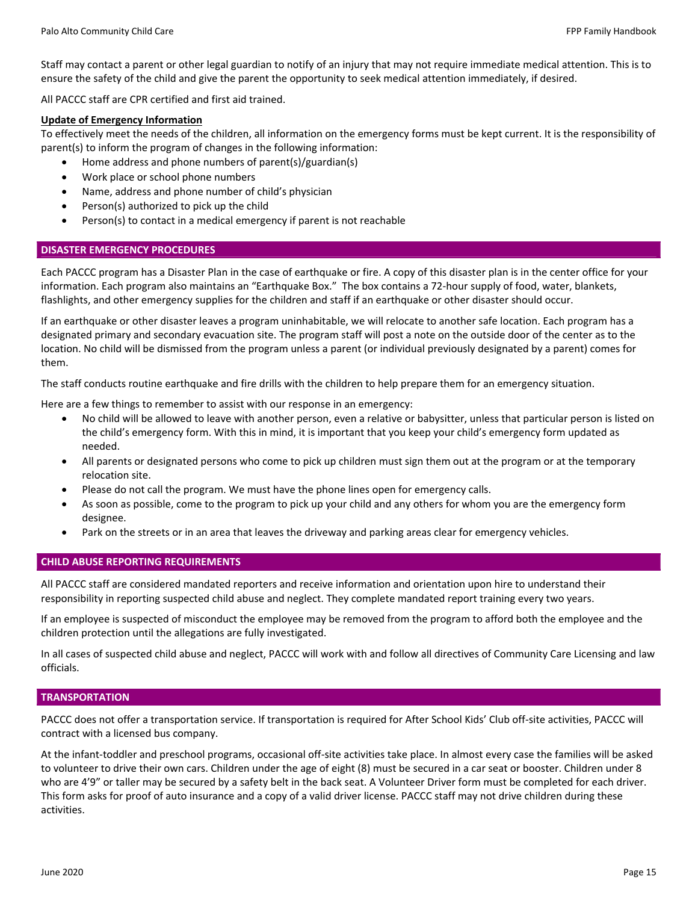Staff may contact a parent or other legal guardian to notify of an injury that may not require immediate medical attention. This is to ensure the safety of the child and give the parent the opportunity to seek medical attention immediately, if desired.

All PACCC staff are CPR certified and first aid trained.

**Update of Emergency Information**

To effectively meet the needs of the children, all information on the emergency forms must be kept current. It is the responsibility of parent(s) to inform the program of changes in the following information:

- Home address and phone numbers of parent(s)/guardian(s)
- Work place or school phone numbers
- Name, address and phone number of child's physician
- Person(s) authorized to pick up the child
- Person(s) to contact in a medical emergency if parent is not reachable

## DISASTER EMERGENCY PROCEDURES

Each PACCC program has a Disaster Plan in the case of earthquake or fire. A copy of this disaster plan is in the center office for your information. Each program also maintains an "Earthquake Box." The box contains a 72-hour supply of food, water, blankets, flashlights, and other emergency supplies for the children and staff if an earthquake or other disaster should occur.

If an earthquake or other disaster leaves a program uninhabitable, we will relocate to another safe location. Each program has a designated primary and secondary evacuation site. The program staff will post a note on the outside door of the center as to the location. No child will be dismissed from the program unless a parent (or individual previously designated by a parent) comes for them.

The staff conducts routine earthquake and fire drills with the children to help prepare them for an emergency situation.

Here are a few things to remember to assist with our response in an emergency:

- No child will be allowed to leave with another person, even a relative or babysitter, unless that particular person is listed on the child's emergency form. With this in mind, it is important that you keep your child's emergency form updated as needed.
- All parents or designated persons who come to pick up children must sign them out at the program or at the temporary relocation site.
- Please do not call the program. We must have the phone lines open for emergency calls.
- As soon as possible, come to the program to pick up your child and any others for whom you are the emergency form designee.
- Park on the streets or in an area that leaves the driveway and parking areas clear for emergency vehicles.

## CHILD ABUSE REPORTING REQUIREMENTS

All PACCC staff are considered mandated reporters and receive information and orientation upon hire to understand their responsibility in reporting suspected child abuse and neglect. They complete mandated report training every two years.

If an employee is suspected of misconduct the employee may be removed from the program to afford both the employee and the children protection until the allegations are fully investigated.

In all cases of suspected child abuse and neglect, PACCC will work with and follow all directives of Community Care Licensing and law officials.

## TRANSPORTATION

PACCC does not offer a transportation service. If transportation is required for After School Kids' Club off-site activities, PACCC will contract with a licensed bus company.

At the infant-toddler and preschool programs, occasional off-site activities take place. In almost every case the families will be asked to volunteer to drive their own cars. Children under the age of eight (8) must be secured in a car seat or booster. Children under 8 who are 4'9" or taller may be secured by a safety belt in the back seat. A Volunteer Driver form must be completed for each driver. This form asks for proof of auto insurance and a copy of a valid driver license. PACCC staff may not drive children during these activities.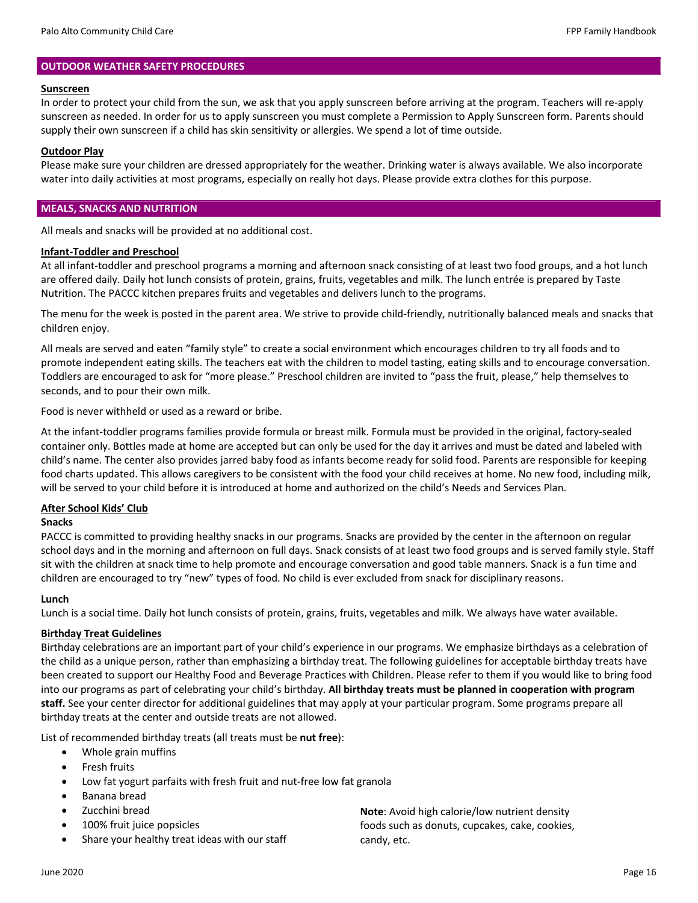## OUTDOOR WEATHER SAFETY PROCEDURES

### Sunscreen

In order to protect your child from the sun, we ask that you apply sunscreen before arriving at the program. Teachers will re-apply sunscreen as needed. In order for us to apply sunscreen you must complete a Permission to Apply Sunscreen form. Parents should supply their own sunscreen if a child has skin sensitivity or allergies. We spend a lot of time outside.

### Outdoor Play

Please make sure your children are dressed appropriately for the weather. Drinking water is always available. We also incorporate water into daily activities at most programs, especially on really hot days. Please provide extra clothes for this purpose.

## MEALS, SNACKS AND NUTRITION

All meals and snacks will be provided at no additional cost.

### Infant-Toddler and Preschool

At all infant-toddler and preschool programs a morning and afternoon snack consisting of at least two food groups, and a hot lunch are offered daily. Daily hot lunch consists of protein, grains, fruits, vegetables and milk. The lunch entrée is prepared by Taste Nutrition. The PACCC kitchen prepares fruits and vegetables and delivers lunch to the programs.

The menu for the week is posted in the parent area. We strive to provide child-friendly, nutritionally balanced meals and snacks that children enjoy.

All meals are served and eaten "family style" to create a social environment which encourages children to try all foods and to promote independent eating skills. The teachers eat with the children to model tasting, eating skills and to encourage conversation. Toddlers are encouraged to ask for "more please." Preschool children are invited to "pass the fruit, please," help themselves to seconds, and to pour their own milk.

Food is never withheld or used as a reward or bribe.

At the infant-toddler programs families provide formula or breast milk. Formula must be provided in the original, factory-sealed container only. Bottles made at home are accepted but can only be used for the day it arrives and must be dated and labeled with child's name. The center also provides jarred baby food as infants become ready for solid food. Parents are responsible for keeping food charts updated. This allows caregivers to be consistent with the food your child receives at home. No new food, including milk, will be served to your child before it is introduced at home and authorized on the child's Needs and Services Plan.

### After School Kids' Club

#### Snacks

PACCC is committed to providing healthy snacks in our programs. Snacks are provided by the center in the afternoon on regular school days and in the morning and afternoon on full days. Snack consists of at least two food groups and is served family style. Staff sit with the children at snack time to help promote and encourage conversation and good table manners. Snack is a fun time and children are encouraged to try "new" types of food. No child is ever excluded from snack for disciplinary reasons.

#### Lunch

Lunch is a social time. Daily hot lunch consists of protein, grains, fruits, vegetables and milk. We always have water available.

### Birthday Treat Guidelines

Birthday celebrations are an important part of your child's experience in our programs. We emphasize birthdays as a celebration of the child as a unique person, rather than emphasizing a birthday treat. The following guidelines for acceptable birthday treats have been created to support our Healthy Food and Beverage Practices with Children. Please refer to them if you would like to bring food into our programs as part of celebrating your child's birthday. **All birthday treats must be planned in cooperation with program staff.** See your center director for additional guidelines that may apply at your particular program. Some programs prepare all birthday treats at the center and outside treats are not allowed.

List of recommended birthday treats (all treats must be **nut free**):

- Whole grain muffins
- Fresh fruits
- Low fat yogurt parfaits with fresh fruit and nut-free low fat granola
- Banana bread
- Zucchini bread
- 100% fruit juice popsicles
- Share your healthy treat ideas with our staff

**Note**: Avoid high calorie/low nutrient density foods such as donuts, cupcakes, cake, cookies, candy, etc.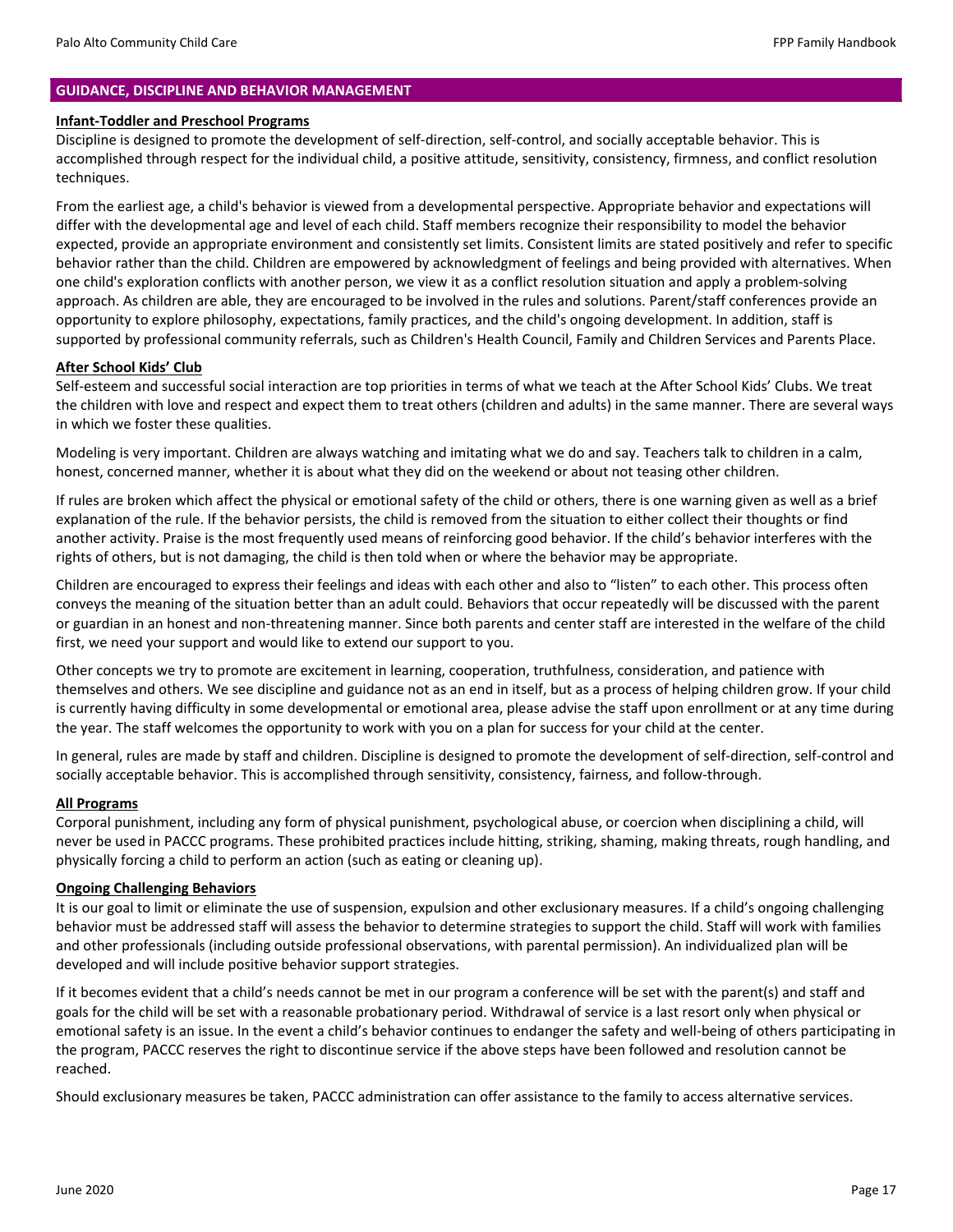## GUIDANCE, DISCIPLINE AND BEHAVIOR MANAGEMENT

### Infant-Toddler and Preschool Programs

Discipline is designed to promote the development of self-direction, self-control, and socially acceptable behavior. This is accomplished through respect for the individual child, a positive attitude, sensitivity, consistency, firmness, and conflict resolution techniques.

From the earliest age, a child's behavior is viewed from a developmental perspective. Appropriate behavior and expectations will differ with the developmental age and level of each child. Staff members recognize their responsibility to model the behavior expected, provide an appropriate environment and consistently set limits. Consistent limits are stated positively and refer to specific behavior rather than the child. Children are empowered by acknowledgment of feelings and being provided with alternatives. When one child's exploration conflicts with another person, we view it as a conflict resolution situation and apply a problem-solving approach. As children are able, they are encouraged to be involved in the rules and solutions. Parent/staff conferences provide an opportunity to explore philosophy, expectations, family practices, and the child's ongoing development. In addition, staff is supported by professional community referrals, such as Children's Health Council, Family and Children Services and Parents Place.

### After School Kids' Club

Self-esteem and successful social interaction are top priorities in terms of what we teach at the After School Kids' Clubs. We treat the children with love and respect and expect them to treat others (children and adults) in the same manner. There are several ways in which we foster these qualities.

Modeling is very important. Children are always watching and imitating what we do and say. Teachers talk to children in a calm, honest, concerned manner, whether it is about what they did on the weekend or about not teasing other children.

If rules are broken which affect the physical or emotional safety of the child or others, there is one warning given as well as a brief explanation of the rule. If the behavior persists, the child is removed from the situation to either collect their thoughts or find another activity. Praise is the most frequently used means of reinforcing good behavior. If the child's behavior interferes with the rights of others, but is not damaging, the child is then told when or where the behavior may be appropriate.

Children are encouraged to express their feelings and ideas with each other and also to "listen" to each other. This process often conveys the meaning of the situation better than an adult could. Behaviors that occur repeatedly will be discussed with the parent or guardian in an honest and non-threatening manner. Since both parents and center staff are interested in the welfare of the child first, we need your support and would like to extend our support to you.

Other concepts we try to promote are excitement in learning, cooperation, truthfulness, consideration, and patience with themselves and others. We see discipline and guidance not as an end in itself, but as a process of helping children grow. If your child is currently having difficulty in some developmental or emotional area, please advise the staff upon enrollment or at any time during the year. The staff welcomes the opportunity to work with you on a plan for success for your child at the center.

In general, rules are made by staff and children. Discipline is designed to promote the development of self-direction, self-control and socially acceptable behavior. This is accomplished through sensitivity, consistency, fairness, and follow-through.

### All Programs

Corporal punishment, including any form of physical punishment, psychological abuse, or coercion when disciplining a child, will never be used in PACCC programs. These prohibited practices include hitting, striking, shaming, making threats, rough handling, and physically forcing a child to perform an action (such as eating or cleaning up).

### Ongoing Challenging Behaviors

It is our goal to limit or eliminate the use of suspension, expulsion and other exclusionary measures. If a child's ongoing challenging behavior must be addressed staff will assess the behavior to determine strategies to support the child. Staff will work with families and other professionals (including outside professional observations, with parental permission). An individualized plan will be developed and will include positive behavior support strategies.

If it becomes evident that a child's needs cannot be met in our program a conference will be set with the parent(s) and staff and goals for the child will be set with a reasonable probationary period. Withdrawal of service is a last resort only when physical or emotional safety is an issue. In the event a child's behavior continues to endanger the safety and well-being of others participating in the program, PACCC reserves the right to discontinue service if the above steps have been followed and resolution cannot be reached.

Should exclusionary measures be taken, PACCC administration can offer assistance to the family to access alternative services.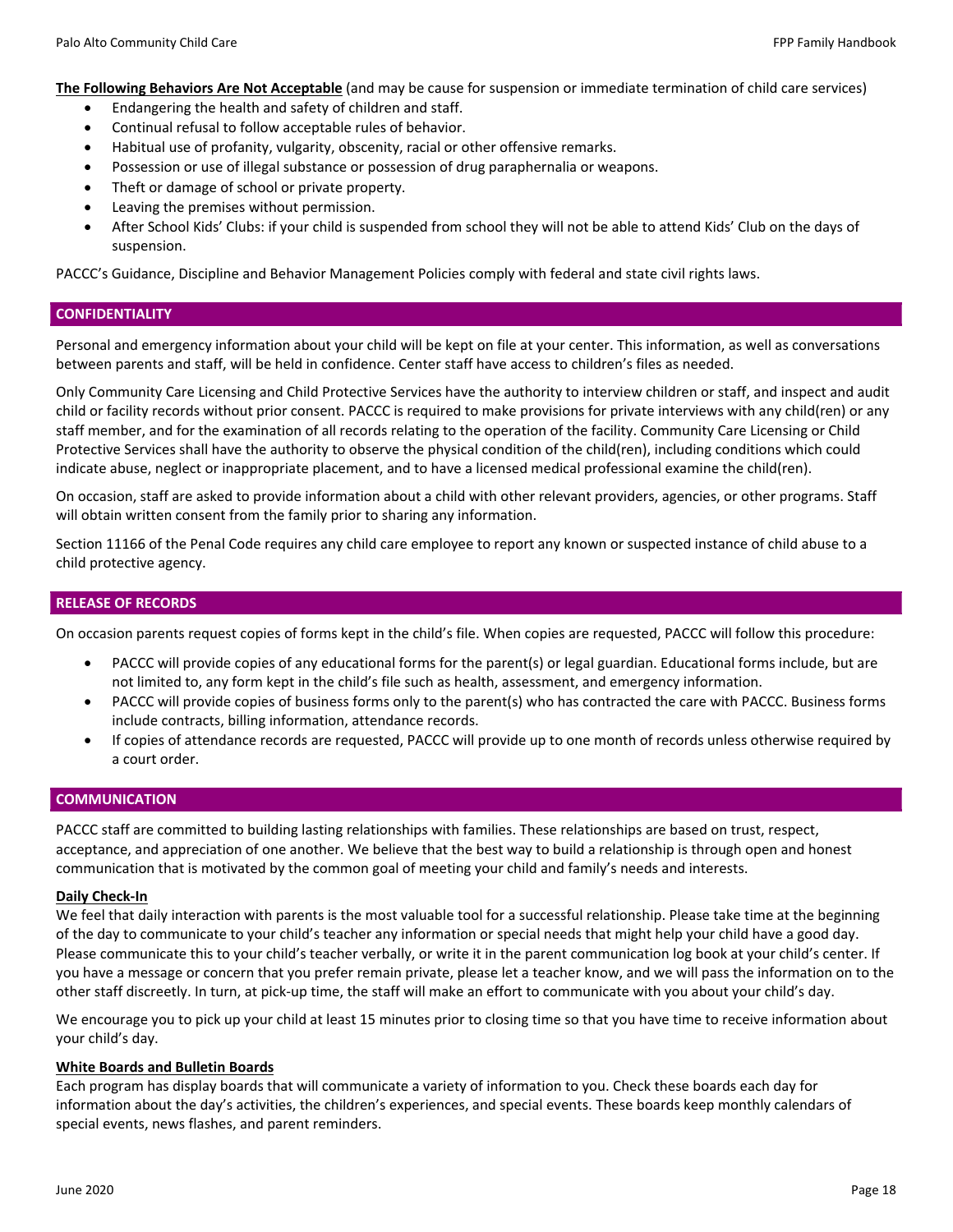**The Following Behaviors Are Not Acceptable** (and may be cause for suspension or immediate termination of child care services)

- Endangering the health and safety of children and staff.
- Continual refusal to follow acceptable rules of behavior.
- Habitual use of profanity, vulgarity, obscenity, racial or other offensive remarks.
- Possession or use of illegal substance or possession of drug paraphernalia or weapons.
- Theft or damage of school or private property.
- Leaving the premises without permission.
- After School Kids' Clubs: if your child is suspended from school they will not be able to attend Kids' Club on the days of suspension.

PACCC's Guidance, Discipline and Behavior Management Policies comply with federal and state civil rights laws.

## CONFIDENTIALITY

Personal and emergency information about your child will be kept on file at your center. This information, as well as conversations between parents and staff, will be held in confidence. Center staff have access to children's files as needed.

Only Community Care Licensing and Child Protective Services have the authority to interview children or staff, and inspect and audit child or facility records without prior consent. PACCC is required to make provisions for private interviews with any child(ren) or any staff member, and for the examination of all records relating to the operation of the facility. Community Care Licensing or Child Protective Services shall have the authority to observe the physical condition of the child(ren), including conditions which could indicate abuse, neglect or inappropriate placement, and to have a licensed medical professional examine the child(ren).

On occasion, staff are asked to provide information about a child with other relevant providers, agencies, or other programs. Staff will obtain written consent from the family prior to sharing any information.

Section 11166 of the Penal Code requires any child care employee to report any known or suspected instance of child abuse to a child protective agency.

## RELEASE OF RECORDS

On occasion parents request copies of forms kept in the child's file. When copies are requested, PACCC will follow this procedure:

- PACCC will provide copies of any educational forms for the parent(s) or legal guardian. Educational forms include, but are not limited to, any form kept in the child's file such as health, assessment, and emergency information.
- PACCC will provide copies of business forms only to the parent(s) who has contracted the care with PACCC. Business forms include contracts, billing information, attendance records.
- If copies of attendance records are requested, PACCC will provide up to one month of records unless otherwise required by a court order.

## COMMUNICATION

PACCC staff are committed to building lasting relationships with families. These relationships are based on trust, respect, acceptance, and appreciation of one another. We believe that the best way to build a relationship is through open and honest communication that is motivated by the common goal of meeting your child and family's needs and interests.

**Daily Check-In**

We feel that daily interaction with parents is the most valuable tool for a successful relationship. Please take time at the beginning of the day to communicate to your child's teacher any information or special needs that might help your child have a good day. Please communicate this to your child's teacher verbally, or write it in the parent communication log book at your child's center. If you have a message or concern that you prefer remain private, please let a teacher know, and we will pass the information on to the other staff discreetly. In turn, at pick-up time, the staff will make an effort to communicate with you about your child's day.

We encourage you to pick up your child at least 15 minutes prior to closing time so that you have time to receive information about your child's day.

**White Boards and Bulletin Boards**

Each program has display boards that will communicate a variety of information to you. Check these boards each day for information about the day's activities, the children's experiences, and special events. These boards keep monthly calendars of special events, news flashes, and parent reminders.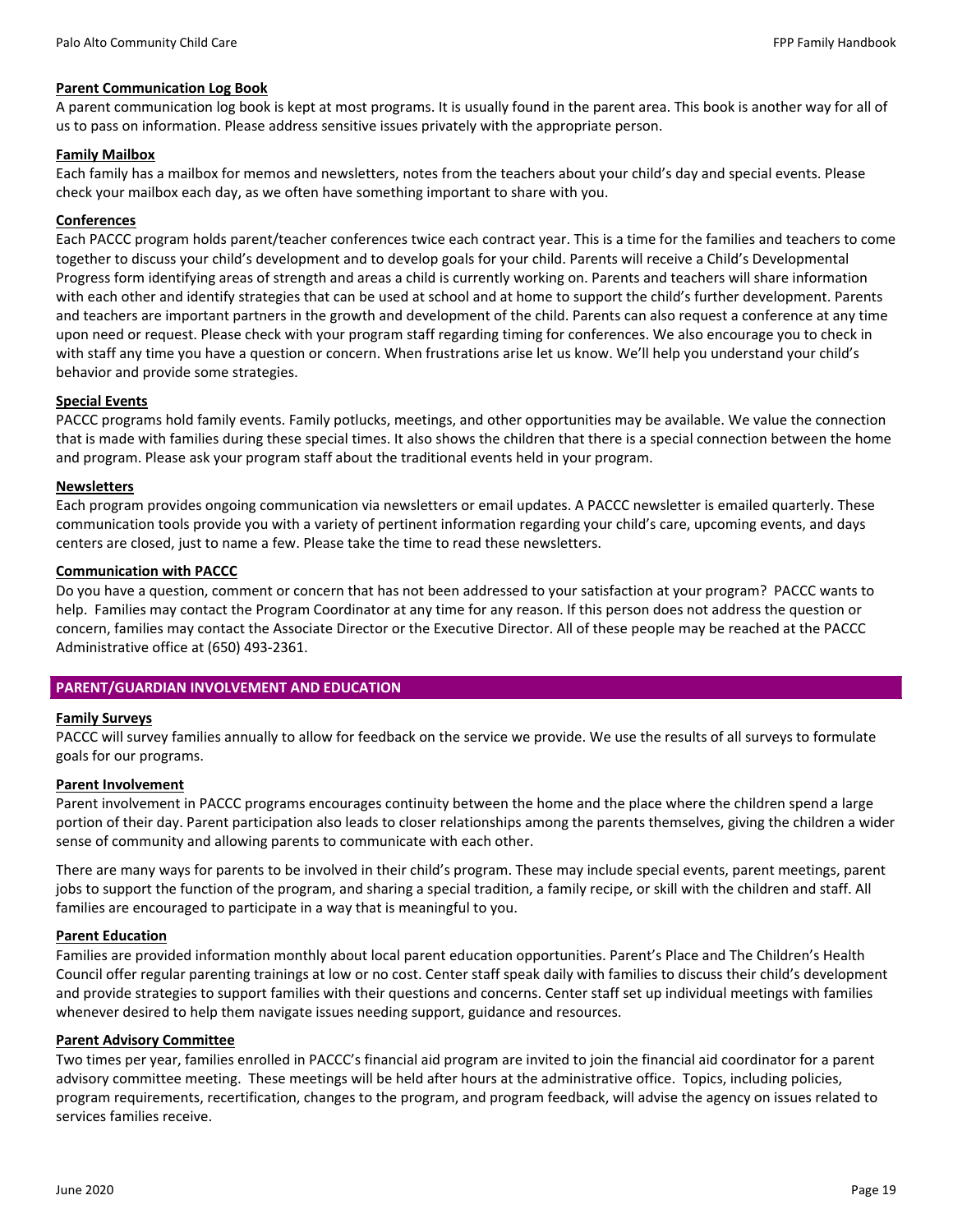### Parent Communication Log Book

A parent communication log book is kept at most programs. It is usually found in the parent area. This book is another way for all of us to pass on information. Please address sensitive issues privately with the appropriate person.

### Family Mailbox

Each family has a mailbox for memos and newsletters, notes from the teachers about your child's day and special events. Please check your mailbox each day, as we often have something important to share with you.

### Conferences

Each PACCC program holds parent/teacher conferences twice each contract year. This is a time for the families and teachers to come together to discuss your child's development and to develop goals for your child. Parents will receive a Child's Developmental Progress form identifying areas of strength and areas a child is currently working on. Parents and teachers will share information with each other and identify strategies that can be used at school and at home to support the child's further development. Parents and teachers are important partners in the growth and development of the child. Parents can also request a conference at any time upon need or request. Please check with your program staff regarding timing for conferences. We also encourage you to check in with staff any time you have a question or concern. When frustrations arise let us know. We'll help you understand your child's behavior and provide some strategies.

### Special Events

PACCC programs hold family events. Family potlucks, meetings, and other opportunities may be available. We value the connection that is made with families during these special times. It also shows the children that there is a special connection between the home and program. Please ask your program staff about the traditional events held in your program.

### Newsletters

Each program provides ongoing communication via newsletters or email updates. A PACCC newsletter is emailed quarterly. These communication tools provide you with a variety of pertinent information regarding your child's care, upcoming events, and days centers are closed, just to name a few. Please take the time to read these newsletters.

### Communication with PACCC

Do you have a question, comment or concern that has not been addressed to your satisfaction at your program? PACCC wants to help. Families may contact the Program Coordinator at any time for any reason. If this person does not address the question or concern, families may contact the Associate Director or the Executive Director. All of these people may be reached at the PACCC Administrative office at (650) 493-2361.

## PARENT/GUARDIAN INVOLVEMENT AND EDUCATION

### Family Surveys

PACCC will survey families annually to allow for feedback on the service we provide. We use the results of all surveys to formulate goals for our programs.

### Parent Involvement

Parent involvement in PACCC programs encourages continuity between the home and the place where the children spend a large portion of their day. Parent participation also leads to closer relationships among the parents themselves, giving the children a wider sense of community and allowing parents to communicate with each other.

There are many ways for parents to be involved in their child's program. These may include special events, parent meetings, parent jobs to support the function of the program, and sharing a special tradition, a family recipe, or skill with the children and staff. All families are encouraged to participate in a way that is meaningful to you.

### Parent Education

Families are provided information monthly about local parent education opportunities. Parent's Place and The Children's Health Council offer regular parenting trainings at low or no cost. Center staff speak daily with families to discuss their child's development and provide strategies to support families with their questions and concerns. Center staff set up individual meetings with families whenever desired to help them navigate issues needing support, guidance and resources.

### Parent Advisory Committee

Two times per year, families enrolled in PACCC's financial aid program are invited to join the financial aid coordinator for a parent advisory committee meeting. These meetings will be held after hours at the administrative office. Topics, including policies, program requirements, recertification, changes to the program, and program feedback, will advise the agency on issues related to services families receive.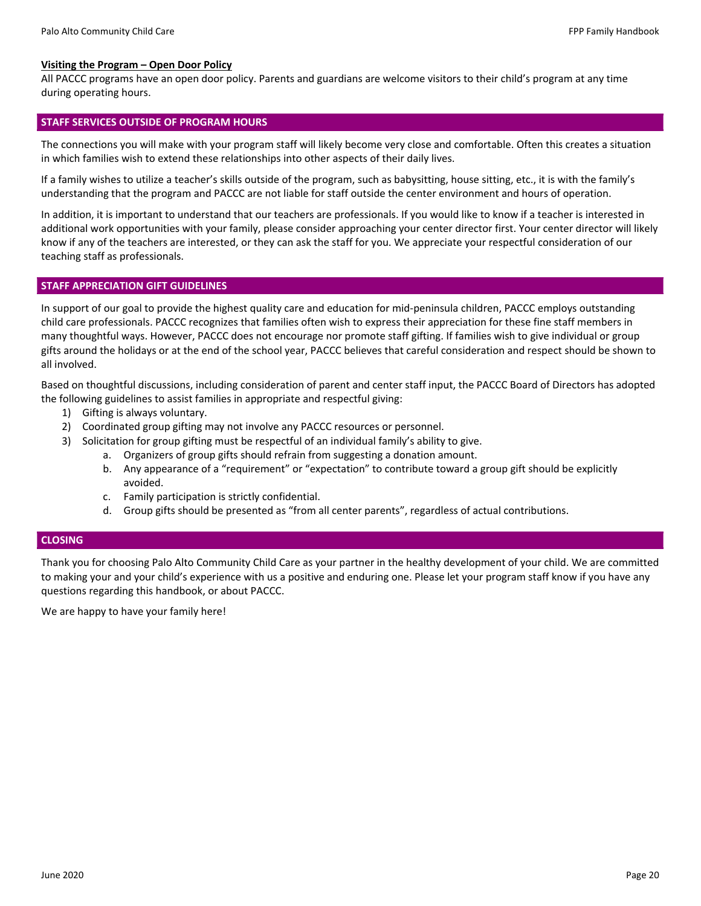### Visiting the Program – Open Door Policy

All PACCC programs have an open door policy. Parents and guardians are welcome visitors to their child's program at any time during operating hours.

## STAFF SERVICES OUTSIDE OF PROGRAM HOURS

The connections you will make with your program staff will likely become very close and comfortable. Often this creates a situation in which families wish to extend these relationships into other aspects of their daily lives.

If a family wishes to utilize a teacher's skills outside of the program, such as babysitting, house sitting, etc., it is with the family's understanding that the program and PACCC are not liable for staff outside the center environment and hours of operation.

In addition, it is important to understand that our teachers are professionals. If you would like to know if a teacher is interested in additional work opportunities with your family, please consider approaching your center director first. Your center director will likely know if any of the teachers are interested, or they can ask the staff for you. We appreciate your respectful consideration of our teaching staff as professionals.

## STAFF APPRECIATION GIFT GUIDELINES

In support of our goal to provide the highest quality care and education for mid-peninsula children, PACCC employs outstanding child care professionals. PACCC recognizes that families often wish to express their appreciation for these fine staff members in many thoughtful ways. However, PACCC does not encourage nor promote staff gifting. If families wish to give individual or group gifts around the holidays or at the end of the school year, PACCC believes that careful consideration and respect should be shown to all involved.

Based on thoughtful discussions, including consideration of parent and center staff input, the PACCC Board of Directors has adopted the following guidelines to assist families in appropriate and respectful giving:

1) Gifting is always voluntary.
2) Coordinated group gifting may not involve any PACCC resources or personnel.
3) Solicitation for group gifting must be respectful of an individual family's ability to give.
    a. Organizers of group gifts should refrain from suggesting a donation amount.
    b. Any appearance of a "requirement" or "expectation" to contribute toward a group gift should be explicitly avoided.
    c. Family participation is strictly confidential.
    d. Group gifts should be presented as "from all center parents", regardless of actual contributions.

## CLOSING

Thank you for choosing Palo Alto Community Child Care as your partner in the healthy development of your child. We are committed to making your and your child's experience with us a positive and enduring one. Please let your program staff know if you have any questions regarding this handbook, or about PACCC.

We are happy to have your family here!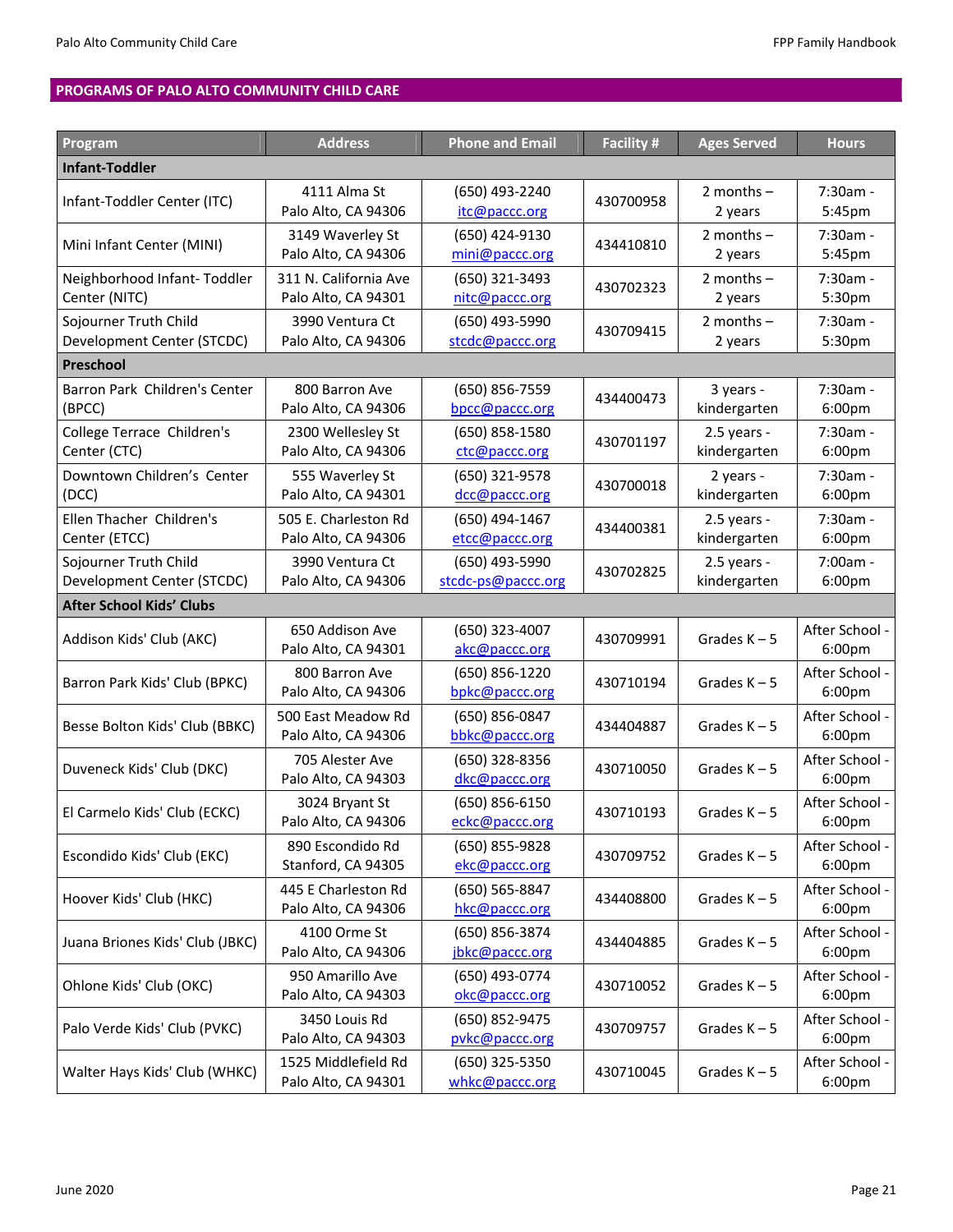## PROGRAMS OF PALO ALTO COMMUNITY CHILD CARE

| Program | Address | Phone and Email | Facility # | Ages Served | Hours |
|---|---|---|---|---|---|
| **Infant-Toddler** | | | | | |
| Infant-Toddler Center (ITC) | 4111 Alma St Palo Alto, CA 94306 | (650) 493-2240 itc@paccc.org | 430700958 | 2 months – 2 years | 7:30am - 5:45pm |
| Mini Infant Center (MINI) | 3149 Waverley St Palo Alto, CA 94306 | (650) 424-9130 mini@paccc.org | 434410810 | 2 months – 2 years | 7:30am - 5:45pm |
| Neighborhood Infant- Toddler Center (NITC) | 311 N. California Ave Palo Alto, CA 94301 | (650) 321-3493 nitc@paccc.org | 430702323 | 2 months – 2 years | 7:30am - 5:30pm |
| Sojourner Truth Child Development Center (STCDC) | 3990 Ventura Ct Palo Alto, CA 94306 | (650) 493-5990 stcdc@paccc.org | 430709415 | 2 months – 2 years | 7:30am - 5:30pm |
| **Preschool** | | | | | |
| Barron Park Children's Center (BPCC) | 800 Barron Ave Palo Alto, CA 94306 | (650) 856-7559 bpcc@paccc.org | 434400473 | 3 years - kindergarten | 7:30am - 6:00pm |
| College Terrace Children's Center (CTC) | 2300 Wellesley St Palo Alto, CA 94306 | (650) 858-1580 ctc@paccc.org | 430701197 | 2.5 years - kindergarten | 7:30am - 6:00pm |
| Downtown Children's Center (DCC) | 555 Waverley St Palo Alto, CA 94301 | (650) 321-9578 dcc@paccc.org | 430700018 | 2 years - kindergarten | 7:30am - 6:00pm |
| Ellen Thacher Children's Center (ETCC) | 505 E. Charleston Rd Palo Alto, CA 94306 | (650) 494-1467 etcc@paccc.org | 434400381 | 2.5 years - kindergarten | 7:30am - 6:00pm |
| Sojourner Truth Child Development Center (STCDC) | 3990 Ventura Ct Palo Alto, CA 94306 | (650) 493-5990 stcdc-ps@paccc.org | 430702825 | 2.5 years - kindergarten | 7:00am - 6:00pm |
| **After School Kids' Clubs** | | | | | |
| Addison Kids' Club (AKC) | 650 Addison Ave Palo Alto, CA 94301 | (650) 323-4007 akc@paccc.org | 430709991 | Grades K – 5 | After School - 6:00pm |
| Barron Park Kids' Club (BPKC) | 800 Barron Ave Palo Alto, CA 94306 | (650) 856-1220 bpkc@paccc.org | 430710194 | Grades K – 5 | After School - 6:00pm |
| Besse Bolton Kids' Club (BBKC) | 500 East Meadow Rd Palo Alto, CA 94306 | (650) 856-0847 bbkc@paccc.org | 434404887 | Grades K – 5 | After School - 6:00pm |
| Duveneck Kids' Club (DKC) | 705 Alester Ave Palo Alto, CA 94303 | (650) 328-8356 dkc@paccc.org | 430710050 | Grades K – 5 | After School - 6:00pm |
| El Carmelo Kids' Club (ECKC) | 3024 Bryant St Palo Alto, CA 94306 | (650) 856-6150 eckc@paccc.org | 430710193 | Grades K – 5 | After School - 6:00pm |
| Escondido Kids' Club (EKC) | 890 Escondido Rd Stanford, CA 94305 | (650) 855-9828 ekc@paccc.org | 430709752 | Grades K – 5 | After School - 6:00pm |
| Hoover Kids' Club (HKC) | 445 E Charleston Rd Palo Alto, CA 94306 | (650) 565-8847 hkc@paccc.org | 434408800 | Grades K – 5 | After School - 6:00pm |
| Juana Briones Kids' Club (JBKC) | 4100 Orme St Palo Alto, CA 94306 | (650) 856-3874 jbkc@paccc.org | 434404885 | Grades K – 5 | After School - 6:00pm |
| Ohlone Kids' Club (OKC) | 950 Amarillo Ave Palo Alto, CA 94303 | (650) 493-0774 okc@paccc.org | 430710052 | Grades K – 5 | After School - 6:00pm |
| Palo Verde Kids' Club (PVKC) | 3450 Louis Rd Palo Alto, CA 94303 | (650) 852-9475 pvkc@paccc.org | 430709757 | Grades K – 5 | After School - 6:00pm |
| Walter Hays Kids' Club (WHKC) | 1525 Middlefield Rd Palo Alto, CA 94301 | (650) 325-5350 whkc@paccc.org | 430710045 | Grades K – 5 | After School - 6:00pm |